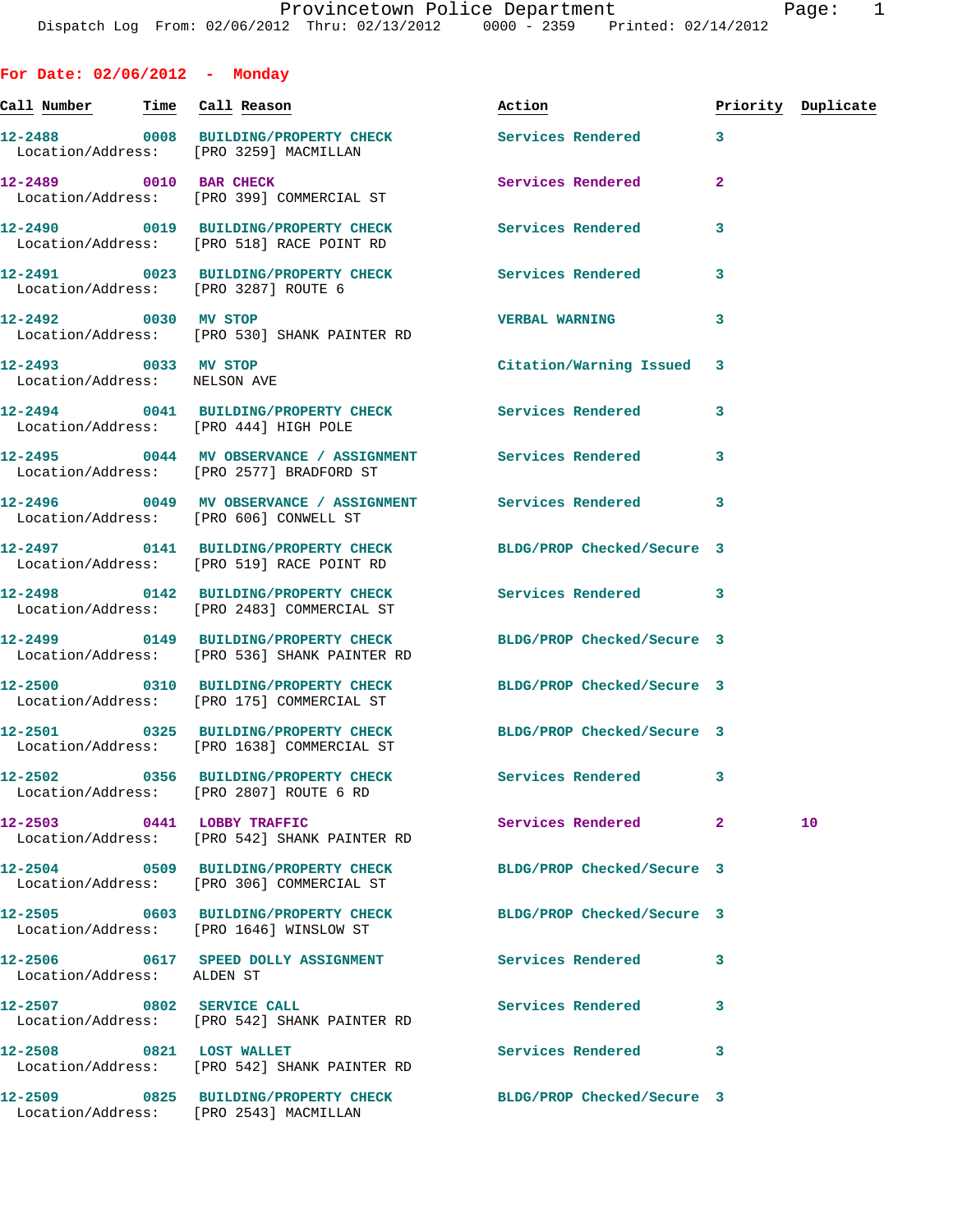Provincetown Police Department

Dispatch Log From: 02/06/2012 Thru: 02/13/2012 0000 - 2359 Printed: 02/14/2012

## For Date: 02/06/2012 - Monday

| Call Number | Time | Call Reason | Action | Priority | Duplicate |
|---|---|---|---|---|---|
| 12-2488 | 0008 | BUILDING/PROPERTY CHECK<br>Location/Address: [PRO 3259] MACMILLAN | Services Rendered | 3 | |
| 12-2489 | 0010 | BAR CHECK<br>Location/Address: [PRO 399] COMMERCIAL ST | Services Rendered | 2 | |
| 12-2490 | 0019 | BUILDING/PROPERTY CHECK<br>Location/Address: [PRO 518] RACE POINT RD | Services Rendered | 3 | |
| 12-2491 | 0023 | BUILDING/PROPERTY CHECK<br>Location/Address: [PRO 3287] ROUTE 6 | Services Rendered | 3 | |
| 12-2492 | 0030 | MV STOP<br>Location/Address: [PRO 530] SHANK PAINTER RD | VERBAL WARNING | 3 | |
| 12-2493 | 0033 | MV STOP<br>Location/Address: NELSON AVE | Citation/Warning Issued | 3 | |
| 12-2494 | 0041 | BUILDING/PROPERTY CHECK<br>Location/Address: [PRO 444] HIGH POLE | Services Rendered | 3 | |
| 12-2495 | 0044 | MV OBSERVANCE / ASSIGNMENT<br>Location/Address: [PRO 2577] BRADFORD ST | Services Rendered | 3 | |
| 12-2496 | 0049 | MV OBSERVANCE / ASSIGNMENT<br>Location/Address: [PRO 606] CONWELL ST | Services Rendered | 3 | |
| 12-2497 | 0141 | BUILDING/PROPERTY CHECK<br>Location/Address: [PRO 519] RACE POINT RD | BLDG/PROP Checked/Secure | 3 | |
| 12-2498 | 0142 | BUILDING/PROPERTY CHECK<br>Location/Address: [PRO 2483] COMMERCIAL ST | Services Rendered | 3 | |
| 12-2499 | 0149 | BUILDING/PROPERTY CHECK<br>Location/Address: [PRO 536] SHANK PAINTER RD | BLDG/PROP Checked/Secure | 3 | |
| 12-2500 | 0310 | BUILDING/PROPERTY CHECK<br>Location/Address: [PRO 175] COMMERCIAL ST | BLDG/PROP Checked/Secure | 3 | |
| 12-2501 | 0325 | BUILDING/PROPERTY CHECK<br>Location/Address: [PRO 1638] COMMERCIAL ST | BLDG/PROP Checked/Secure | 3 | |
| 12-2502 | 0356 | BUILDING/PROPERTY CHECK<br>Location/Address: [PRO 2807] ROUTE 6 RD | Services Rendered | 3 | |
| 12-2503 | 0441 | LOBBY TRAFFIC<br>Location/Address: [PRO 542] SHANK PAINTER RD | Services Rendered | 2 | 10 |
| 12-2504 | 0509 | BUILDING/PROPERTY CHECK<br>Location/Address: [PRO 306] COMMERCIAL ST | BLDG/PROP Checked/Secure | 3 | |
| 12-2505 | 0603 | BUILDING/PROPERTY CHECK<br>Location/Address: [PRO 1646] WINSLOW ST | BLDG/PROP Checked/Secure | 3 | |
| 12-2506 | 0617 | SPEED DOLLY ASSIGNMENT<br>Location/Address: ALDEN ST | Services Rendered | 3 | |
| 12-2507 | 0802 | SERVICE CALL<br>Location/Address: [PRO 542] SHANK PAINTER RD | Services Rendered | 3 | |
| 12-2508 | 0821 | LOST WALLET<br>Location/Address: [PRO 542] SHANK PAINTER RD | Services Rendered | 3 | |
| 12-2509 | 0825 | BUILDING/PROPERTY CHECK<br>Location/Address: [PRO 2543] MACMILLAN | BLDG/PROP Checked/Secure | 3 | |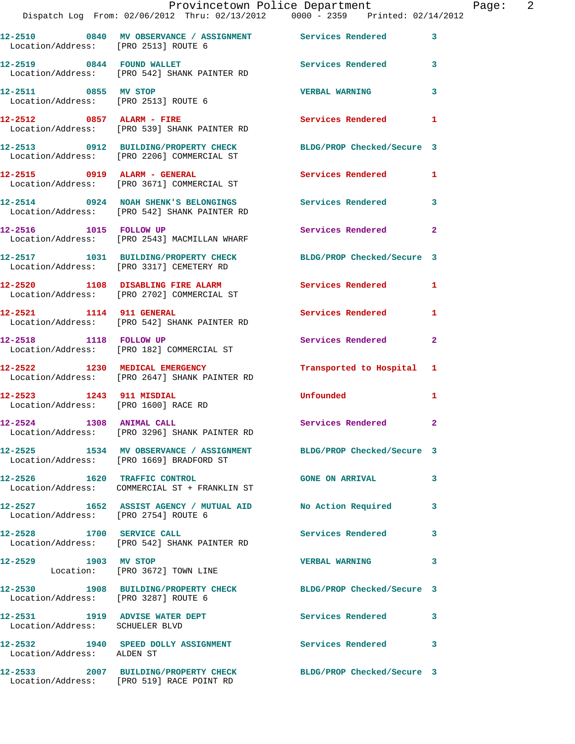| Call Number | Time | Call Reason | Action | Priority |
|---|---|---|---|---|
| 12-2510 | 0840 | MV OBSERVANCE / ASSIGNMENT | Services Rendered | 3 |
| Location/Address: [PRO 2513] ROUTE 6 | | | | |
| 12-2519 | 0844 | FOUND WALLET | Services Rendered | 3 |
| Location/Address: [PRO 542] SHANK PAINTER RD | | | | |
| 12-2511 | 0855 | MV STOP | VERBAL WARNING | 3 |
| Location/Address: [PRO 2513] ROUTE 6 | | | | |
| 12-2512 | 0857 | ALARM - FIRE | Services Rendered | 1 |
| Location/Address: [PRO 539] SHANK PAINTER RD | | | | |
| 12-2513 | 0912 | BUILDING/PROPERTY CHECK | BLDG/PROP Checked/Secure | 3 |
| Location/Address: [PRO 2206] COMMERCIAL ST | | | | |
| 12-2515 | 0919 | ALARM - GENERAL | Services Rendered | 1 |
| Location/Address: [PRO 3671] COMMERCIAL ST | | | | |
| 12-2514 | 0924 | NOAH SHENK'S BELONGINGS | Services Rendered | 3 |
| Location/Address: [PRO 542] SHANK PAINTER RD | | | | |
| 12-2516 | 1015 | FOLLOW UP | Services Rendered | 2 |
| Location/Address: [PRO 2543] MACMILLAN WHARF | | | | |
| 12-2517 | 1031 | BUILDING/PROPERTY CHECK | BLDG/PROP Checked/Secure | 3 |
| Location/Address: [PRO 3317] CEMETERY RD | | | | |
| 12-2520 | 1108 | DISABLING FIRE ALARM | Services Rendered | 1 |
| Location/Address: [PRO 2702] COMMERCIAL ST | | | | |
| 12-2521 | 1114 | 911 GENERAL | Services Rendered | 1 |
| Location/Address: [PRO 542] SHANK PAINTER RD | | | | |
| 12-2518 | 1118 | FOLLOW UP | Services Rendered | 2 |
| Location/Address: [PRO 182] COMMERCIAL ST | | | | |
| 12-2522 | 1230 | MEDICAL EMERGENCY | Transported to Hospital | 1 |
| Location/Address: [PRO 2647] SHANK PAINTER RD | | | | |
| 12-2523 | 1243 | 911 MISDIAL | Unfounded | 1 |
| Location/Address: [PRO 1600] RACE RD | | | | |
| 12-2524 | 1308 | ANIMAL CALL | Services Rendered | 2 |
| Location/Address: [PRO 3296] SHANK PAINTER RD | | | | |
| 12-2525 | 1534 | MV OBSERVANCE / ASSIGNMENT | BLDG/PROP Checked/Secure | 3 |
| Location/Address: [PRO 1669] BRADFORD ST | | | | |
| 12-2526 | 1620 | TRAFFIC CONTROL | GONE ON ARRIVAL | 3 |
| Location/Address: COMMERCIAL ST + FRANKLIN ST | | | | |
| 12-2527 | 1652 | ASSIST AGENCY / MUTUAL AID | No Action Required | 3 |
| Location/Address: [PRO 2754] ROUTE 6 | | | | |
| 12-2528 | 1700 | SERVICE CALL | Services Rendered | 3 |
| Location/Address: [PRO 542] SHANK PAINTER RD | | | | |
| 12-2529 | 1903 | MV STOP | VERBAL WARNING | 3 |
| Location: [PRO 3672] TOWN LINE | | | | |
| 12-2530 | 1908 | BUILDING/PROPERTY CHECK | BLDG/PROP Checked/Secure | 3 |
| Location/Address: [PRO 3287] ROUTE 6 | | | | |
| 12-2531 | 1919 | ADVISE WATER DEPT | Services Rendered | 3 |
| Location/Address: SCHUELER BLVD | | | | |
| 12-2532 | 1940 | SPEED DOLLY ASSIGNMENT | Services Rendered | 3 |
| Location/Address: ALDEN ST | | | | |
| 12-2533 | 2007 | BUILDING/PROPERTY CHECK | BLDG/PROP Checked/Secure | 3 |
| Location/Address: [PRO 519] RACE POINT RD | | | | |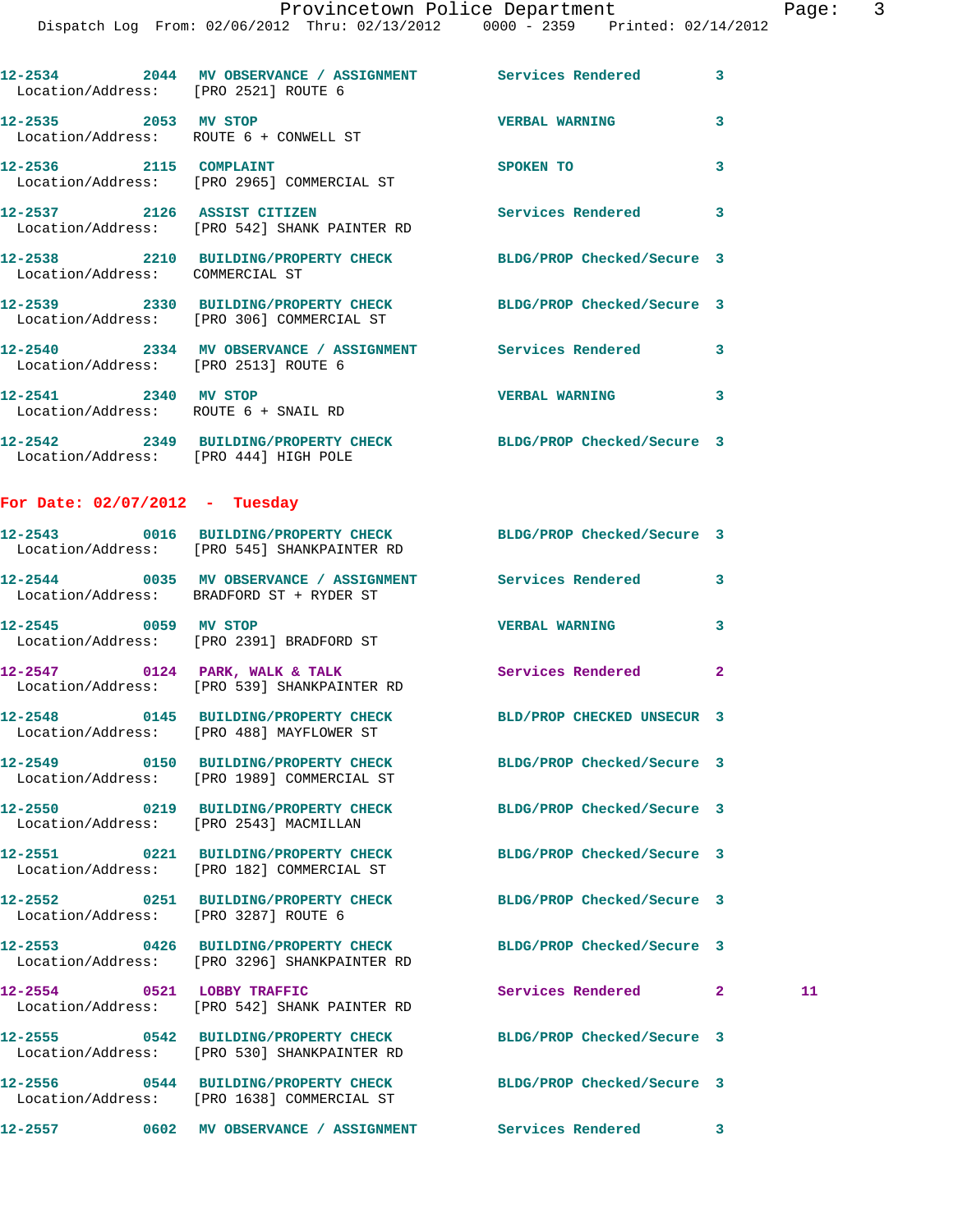12-2534 2044 **MV OBSERVANCE / ASSIGNMENT** Services Rendered 3
Location/Address: [PRO 2521] ROUTE 6

12-2535 2053 **MV STOP** VERBAL WARNING 3
Location/Address: ROUTE 6 + CONWELL ST

12-2536 2115 **COMPLAINT** SPOKEN TO 3
Location/Address: [PRO 2965] COMMERCIAL ST

12-2537 2126 **ASSIST CITIZEN** Services Rendered 3
Location/Address: [PRO 542] SHANK PAINTER RD

12-2538 2210 **BUILDING/PROPERTY CHECK** BLDG/PROP Checked/Secure 3
Location/Address: COMMERCIAL ST

12-2539 2330 **BUILDING/PROPERTY CHECK** BLDG/PROP Checked/Secure 3
Location/Address: [PRO 306] COMMERCIAL ST

12-2540 2334 **MV OBSERVANCE / ASSIGNMENT** Services Rendered 3
Location/Address: [PRO 2513] ROUTE 6

12-2541 2340 **MV STOP** VERBAL WARNING 3
Location/Address: ROUTE 6 + SNAIL RD

12-2542 2349 **BUILDING/PROPERTY CHECK** BLDG/PROP Checked/Secure 3
Location/Address: [PRO 444] HIGH POLE

## For Date: 02/07/2012 - Tuesday

12-2543 0016 **BUILDING/PROPERTY CHECK** BLDG/PROP Checked/Secure 3
Location/Address: [PRO 545] SHANKPAINTER RD

12-2544 0035 **MV OBSERVANCE / ASSIGNMENT** Services Rendered 3
Location/Address: BRADFORD ST + RYDER ST

12-2545 0059 **MV STOP** VERBAL WARNING 3
Location/Address: [PRO 2391] BRADFORD ST

12-2547 0124 **PARK, WALK & TALK** Services Rendered 2
Location/Address: [PRO 539] SHANKPAINTER RD

12-2548 0145 **BUILDING/PROPERTY CHECK** BLD/PROP CHECKED UNSECUR 3
Location/Address: [PRO 488] MAYFLOWER ST

12-2549 0150 **BUILDING/PROPERTY CHECK** BLDG/PROP Checked/Secure 3
Location/Address: [PRO 1989] COMMERCIAL ST

12-2550 0219 **BUILDING/PROPERTY CHECK** BLDG/PROP Checked/Secure 3
Location/Address: [PRO 2543] MACMILLAN

12-2551 0221 **BUILDING/PROPERTY CHECK** BLDG/PROP Checked/Secure 3
Location/Address: [PRO 182] COMMERCIAL ST

12-2552 0251 **BUILDING/PROPERTY CHECK** BLDG/PROP Checked/Secure 3
Location/Address: [PRO 3287] ROUTE 6

12-2553 0426 **BUILDING/PROPERTY CHECK** BLDG/PROP Checked/Secure 3
Location/Address: [PRO 3296] SHANKPAINTER RD

12-2554 0521 **LOBBY TRAFFIC** Services Rendered 2 11
Location/Address: [PRO 542] SHANK PAINTER RD

12-2555 0542 **BUILDING/PROPERTY CHECK** BLDG/PROP Checked/Secure 3
Location/Address: [PRO 530] SHANKPAINTER RD

12-2556 0544 **BUILDING/PROPERTY CHECK** BLDG/PROP Checked/Secure 3
Location/Address: [PRO 1638] COMMERCIAL ST

12-2557 0602 **MV OBSERVANCE / ASSIGNMENT** Services Rendered 3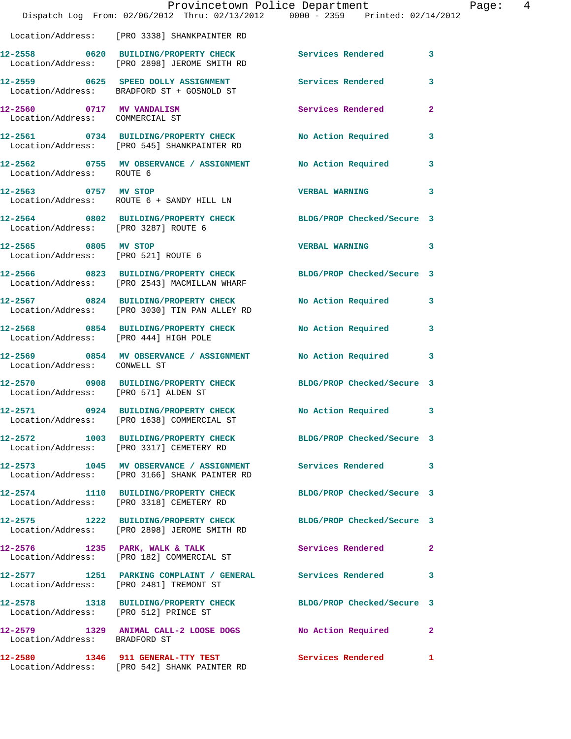Location/Address: [PRO 3338] SHANKPAINTER RD

| Call # | Time | Call Type | Disposition | Priority |
|---|---|---|---|---|
| 12-2558 | 0620 | BUILDING/PROPERTY CHECK | Services Rendered | 3 |
| | | Location/Address: [PRO 2898] JEROME SMITH RD | | |
| 12-2559 | 0625 | SPEED DOLLY ASSIGNMENT | Services Rendered | 3 |
| | | Location/Address: BRADFORD ST + GOSNOLD ST | | |
| 12-2560 | 0717 | MV VANDALISM | Services Rendered | 2 |
| | | Location/Address: COMMERCIAL ST | | |
| 12-2561 | 0734 | BUILDING/PROPERTY CHECK | No Action Required | 3 |
| | | Location/Address: [PRO 545] SHANKPAINTER RD | | |
| 12-2562 | 0755 | MV OBSERVANCE / ASSIGNMENT | No Action Required | 3 |
| | | Location/Address: ROUTE 6 | | |
| 12-2563 | 0757 | MV STOP | VERBAL WARNING | 3 |
| | | Location/Address: ROUTE 6 + SANDY HILL LN | | |
| 12-2564 | 0802 | BUILDING/PROPERTY CHECK | BLDG/PROP Checked/Secure | 3 |
| | | Location/Address: [PRO 3287] ROUTE 6 | | |
| 12-2565 | 0805 | MV STOP | VERBAL WARNING | 3 |
| | | Location/Address: [PRO 521] ROUTE 6 | | |
| 12-2566 | 0823 | BUILDING/PROPERTY CHECK | BLDG/PROP Checked/Secure | 3 |
| | | Location/Address: [PRO 2543] MACMILLAN WHARF | | |
| 12-2567 | 0824 | BUILDING/PROPERTY CHECK | No Action Required | 3 |
| | | Location/Address: [PRO 3030] TIN PAN ALLEY RD | | |
| 12-2568 | 0854 | BUILDING/PROPERTY CHECK | No Action Required | 3 |
| | | Location/Address: [PRO 444] HIGH POLE | | |
| 12-2569 | 0854 | MV OBSERVANCE / ASSIGNMENT | No Action Required | 3 |
| | | Location/Address: CONWELL ST | | |
| 12-2570 | 0908 | BUILDING/PROPERTY CHECK | BLDG/PROP Checked/Secure | 3 |
| | | Location/Address: [PRO 571] ALDEN ST | | |
| 12-2571 | 0924 | BUILDING/PROPERTY CHECK | No Action Required | 3 |
| | | Location/Address: [PRO 1638] COMMERCIAL ST | | |
| 12-2572 | 1003 | BUILDING/PROPERTY CHECK | BLDG/PROP Checked/Secure | 3 |
| | | Location/Address: [PRO 3317] CEMETERY RD | | |
| 12-2573 | 1045 | MV OBSERVANCE / ASSIGNMENT | Services Rendered | 3 |
| | | Location/Address: [PRO 3166] SHANK PAINTER RD | | |
| 12-2574 | 1110 | BUILDING/PROPERTY CHECK | BLDG/PROP Checked/Secure | 3 |
| | | Location/Address: [PRO 3318] CEMETERY RD | | |
| 12-2575 | 1222 | BUILDING/PROPERTY CHECK | BLDG/PROP Checked/Secure | 3 |
| | | Location/Address: [PRO 2898] JEROME SMITH RD | | |
| 12-2576 | 1235 | PARK, WALK & TALK | Services Rendered | 2 |
| | | Location/Address: [PRO 182] COMMERCIAL ST | | |
| 12-2577 | 1251 | PARKING COMPLAINT / GENERAL | Services Rendered | 3 |
| | | Location/Address: [PRO 2481] TREMONT ST | | |
| 12-2578 | 1318 | BUILDING/PROPERTY CHECK | BLDG/PROP Checked/Secure | 3 |
| | | Location/Address: [PRO 512] PRINCE ST | | |
| 12-2579 | 1329 | ANIMAL CALL-2 LOOSE DOGS | No Action Required | 2 |
| | | Location/Address: BRADFORD ST | | |
| 12-2580 | 1346 | 911 GENERAL-TTY TEST | Services Rendered | 1 |
| | | Location/Address: [PRO 542] SHANK PAINTER RD | | |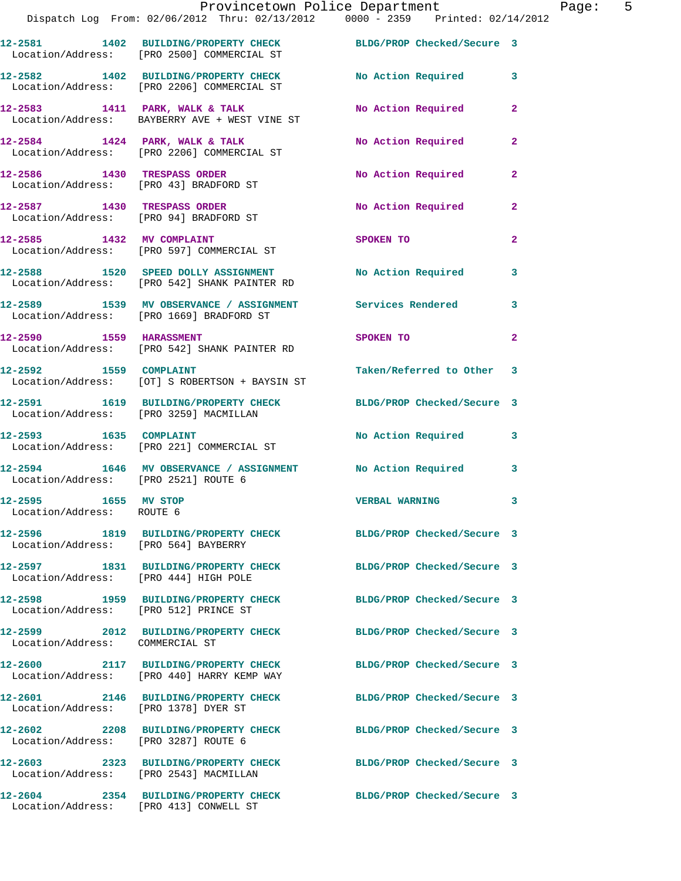12-2581 1402 BUILDING/PROPERTY CHECK BLDG/PROP Checked/Secure 3
Location/Address: [PRO 2500] COMMERCIAL ST

12-2582 1402 BUILDING/PROPERTY CHECK No Action Required 3
Location/Address: [PRO 2206] COMMERCIAL ST

12-2583 1411 PARK, WALK & TALK No Action Required 2
Location/Address: BAYBERRY AVE + WEST VINE ST

12-2584 1424 PARK, WALK & TALK No Action Required 2
Location/Address: [PRO 2206] COMMERCIAL ST

12-2586 1430 TRESPASS ORDER No Action Required 2
Location/Address: [PRO 43] BRADFORD ST

12-2587 1430 TRESPASS ORDER No Action Required 2
Location/Address: [PRO 94] BRADFORD ST

12-2585 1432 MV COMPLAINT SPOKEN TO 2
Location/Address: [PRO 597] COMMERCIAL ST

12-2588 1520 SPEED DOLLY ASSIGNMENT No Action Required 3
Location/Address: [PRO 542] SHANK PAINTER RD

12-2589 1539 MV OBSERVANCE / ASSIGNMENT Services Rendered 3
Location/Address: [PRO 1669] BRADFORD ST

12-2590 1559 HARASSMENT SPOKEN TO 2
Location/Address: [PRO 542] SHANK PAINTER RD

12-2592 1559 COMPLAINT Taken/Referred to Other 3
Location/Address: [OT] S ROBERTSON + BAYSIN ST

12-2591 1619 BUILDING/PROPERTY CHECK BLDG/PROP Checked/Secure 3
Location/Address: [PRO 3259] MACMILLAN

12-2593 1635 COMPLAINT No Action Required 3
Location/Address: [PRO 221] COMMERCIAL ST

12-2594 1646 MV OBSERVANCE / ASSIGNMENT No Action Required 3
Location/Address: [PRO 2521] ROUTE 6

12-2595 1655 MV STOP VERBAL WARNING 3
Location/Address: ROUTE 6

12-2596 1819 BUILDING/PROPERTY CHECK BLDG/PROP Checked/Secure 3
Location/Address: [PRO 564] BAYBERRY

12-2597 1831 BUILDING/PROPERTY CHECK BLDG/PROP Checked/Secure 3
Location/Address: [PRO 444] HIGH POLE

12-2598 1959 BUILDING/PROPERTY CHECK BLDG/PROP Checked/Secure 3
Location/Address: [PRO 512] PRINCE ST

12-2599 2012 BUILDING/PROPERTY CHECK BLDG/PROP Checked/Secure 3
Location/Address: COMMERCIAL ST

12-2600 2117 BUILDING/PROPERTY CHECK BLDG/PROP Checked/Secure 3
Location/Address: [PRO 440] HARRY KEMP WAY

12-2601 2146 BUILDING/PROPERTY CHECK BLDG/PROP Checked/Secure 3
Location/Address: [PRO 1378] DYER ST

12-2602 2208 BUILDING/PROPERTY CHECK BLDG/PROP Checked/Secure 3
Location/Address: [PRO 3287] ROUTE 6

12-2603 2323 BUILDING/PROPERTY CHECK BLDG/PROP Checked/Secure 3
Location/Address: [PRO 2543] MACMILLAN

12-2604 2354 BUILDING/PROPERTY CHECK BLDG/PROP Checked/Secure 3
Location/Address: [PRO 413] CONWELL ST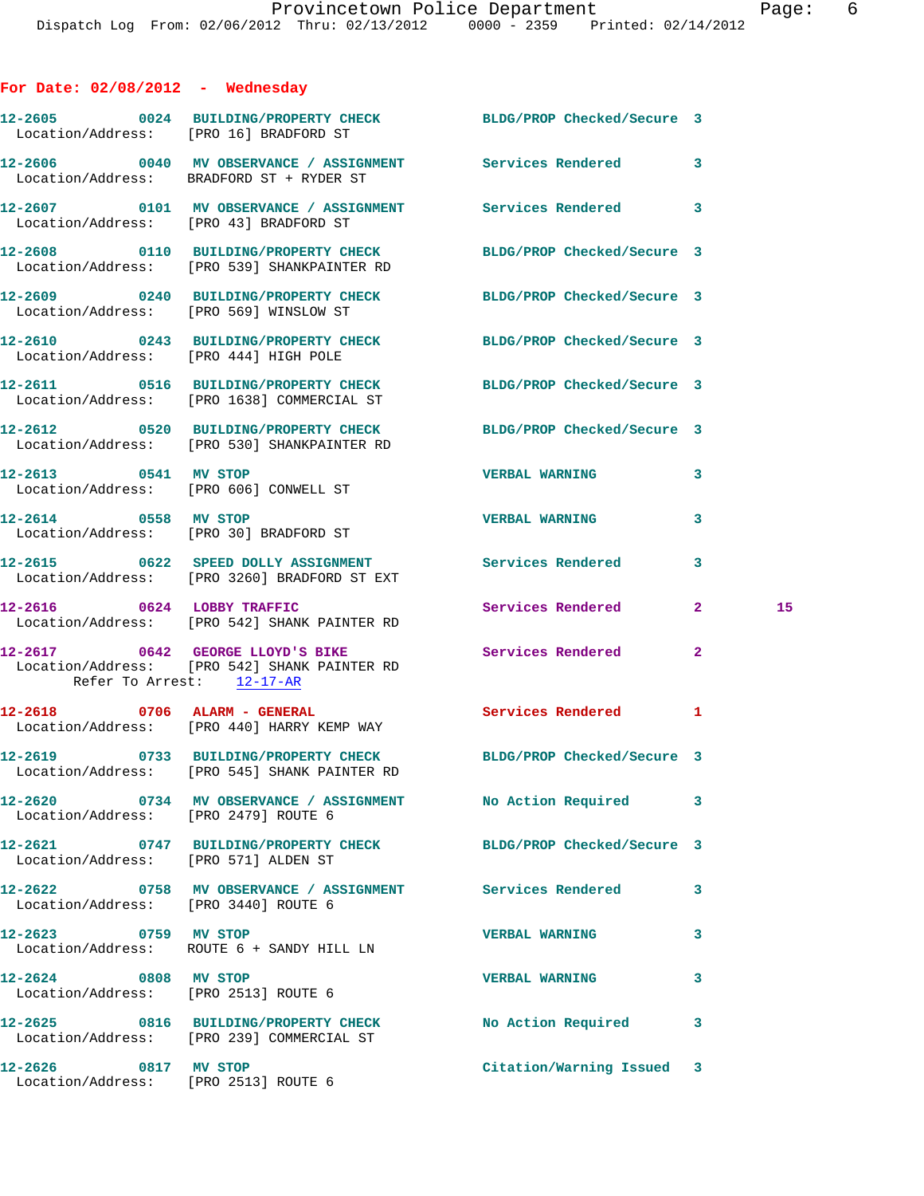**For Date: 02/08/2012 - Wednesday**

| Call # | Time | Call Reason | Action | Priority | |
|---|---|---|---|---|---|
| 12-2605 | 0024 | BUILDING/PROPERTY CHECK | BLDG/PROP Checked/Secure | 3 | |
| Location/Address: [PRO 16] BRADFORD ST | | | | | |
| 12-2606 | 0040 | MV OBSERVANCE / ASSIGNMENT | Services Rendered | 3 | |
| Location/Address: BRADFORD ST + RYDER ST | | | | | |
| 12-2607 | 0101 | MV OBSERVANCE / ASSIGNMENT | Services Rendered | 3 | |
| Location/Address: [PRO 43] BRADFORD ST | | | | | |
| 12-2608 | 0110 | BUILDING/PROPERTY CHECK | BLDG/PROP Checked/Secure | 3 | |
| Location/Address: [PRO 539] SHANKPAINTER RD | | | | | |
| 12-2609 | 0240 | BUILDING/PROPERTY CHECK | BLDG/PROP Checked/Secure | 3 | |
| Location/Address: [PRO 569] WINSLOW ST | | | | | |
| 12-2610 | 0243 | BUILDING/PROPERTY CHECK | BLDG/PROP Checked/Secure | 3 | |
| Location/Address: [PRO 444] HIGH POLE | | | | | |
| 12-2611 | 0516 | BUILDING/PROPERTY CHECK | BLDG/PROP Checked/Secure | 3 | |
| Location/Address: [PRO 1638] COMMERCIAL ST | | | | | |
| 12-2612 | 0520 | BUILDING/PROPERTY CHECK | BLDG/PROP Checked/Secure | 3 | |
| Location/Address: [PRO 530] SHANKPAINTER RD | | | | | |
| 12-2613 | 0541 | MV STOP | VERBAL WARNING | 3 | |
| Location/Address: [PRO 606] CONWELL ST | | | | | |
| 12-2614 | 0558 | MV STOP | VERBAL WARNING | 3 | |
| Location/Address: [PRO 30] BRADFORD ST | | | | | |
| 12-2615 | 0622 | SPEED DOLLY ASSIGNMENT | Services Rendered | 3 | |
| Location/Address: [PRO 3260] BRADFORD ST EXT | | | | | |
| 12-2616 | 0624 | LOBBY TRAFFIC | Services Rendered | 2 | 15 |
| Location/Address: [PRO 542] SHANK PAINTER RD | | | | | |
| 12-2617 | 0642 | GEORGE LLOYD'S BIKE | Services Rendered | 2 | |
| Location/Address: [PRO 542] SHANK PAINTER RD | | | | | |
| Refer To Arrest: 12-17-AR | | | | | |
| 12-2618 | 0706 | ALARM - GENERAL | Services Rendered | 1 | |
| Location/Address: [PRO 440] HARRY KEMP WAY | | | | | |
| 12-2619 | 0733 | BUILDING/PROPERTY CHECK | BLDG/PROP Checked/Secure | 3 | |
| Location/Address: [PRO 545] SHANK PAINTER RD | | | | | |
| 12-2620 | 0734 | MV OBSERVANCE / ASSIGNMENT | No Action Required | 3 | |
| Location/Address: [PRO 2479] ROUTE 6 | | | | | |
| 12-2621 | 0747 | BUILDING/PROPERTY CHECK | BLDG/PROP Checked/Secure | 3 | |
| Location/Address: [PRO 571] ALDEN ST | | | | | |
| 12-2622 | 0758 | MV OBSERVANCE / ASSIGNMENT | Services Rendered | 3 | |
| Location/Address: [PRO 3440] ROUTE 6 | | | | | |
| 12-2623 | 0759 | MV STOP | VERBAL WARNING | 3 | |
| Location/Address: ROUTE 6 + SANDY HILL LN | | | | | |
| 12-2624 | 0808 | MV STOP | VERBAL WARNING | 3 | |
| Location/Address: [PRO 2513] ROUTE 6 | | | | | |
| 12-2625 | 0816 | BUILDING/PROPERTY CHECK | No Action Required | 3 | |
| Location/Address: [PRO 239] COMMERCIAL ST | | | | | |
| 12-2626 | 0817 | MV STOP | Citation/Warning Issued | 3 | |
| Location/Address: [PRO 2513] ROUTE 6 | | | | | |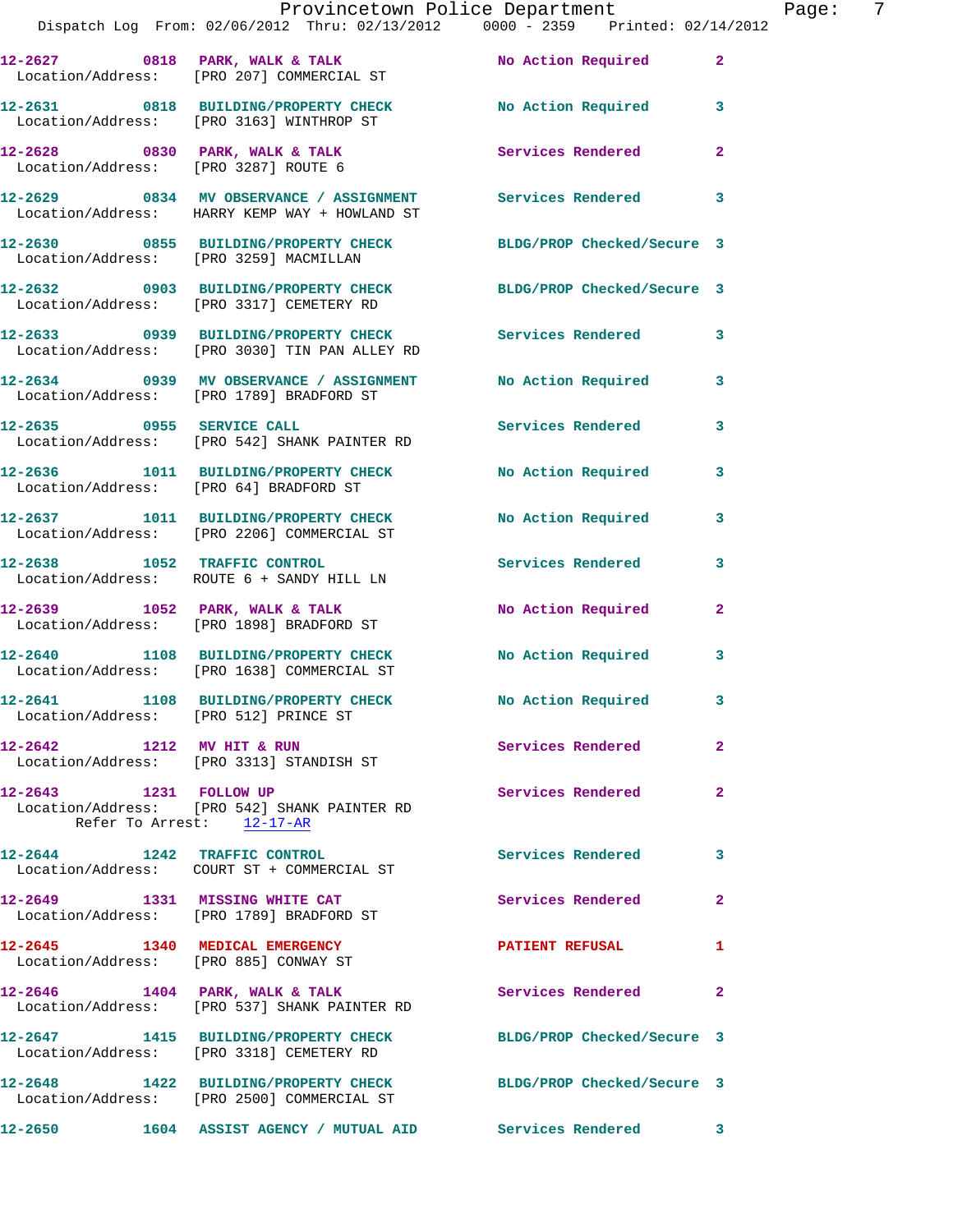12-2627 0818 PARK, WALK & TALK No Action Required 2
Location/Address: [PRO 207] COMMERCIAL ST

12-2631 0818 BUILDING/PROPERTY CHECK No Action Required 3
Location/Address: [PRO 3163] WINTHROP ST

12-2628 0830 PARK, WALK & TALK Services Rendered 2
Location/Address: [PRO 3287] ROUTE 6

12-2629 0834 MV OBSERVANCE / ASSIGNMENT Services Rendered 3
Location/Address: HARRY KEMP WAY + HOWLAND ST

12-2630 0855 BUILDING/PROPERTY CHECK BLDG/PROP Checked/Secure 3
Location/Address: [PRO 3259] MACMILLAN

12-2632 0903 BUILDING/PROPERTY CHECK BLDG/PROP Checked/Secure 3
Location/Address: [PRO 3317] CEMETERY RD

12-2633 0939 BUILDING/PROPERTY CHECK Services Rendered 3
Location/Address: [PRO 3030] TIN PAN ALLEY RD

12-2634 0939 MV OBSERVANCE / ASSIGNMENT No Action Required 3
Location/Address: [PRO 1789] BRADFORD ST

12-2635 0955 SERVICE CALL Services Rendered 3
Location/Address: [PRO 542] SHANK PAINTER RD

12-2636 1011 BUILDING/PROPERTY CHECK No Action Required 3
Location/Address: [PRO 64] BRADFORD ST

12-2637 1011 BUILDING/PROPERTY CHECK No Action Required 3
Location/Address: [PRO 2206] COMMERCIAL ST

12-2638 1052 TRAFFIC CONTROL Services Rendered 3
Location/Address: ROUTE 6 + SANDY HILL LN

12-2639 1052 PARK, WALK & TALK No Action Required 2
Location/Address: [PRO 1898] BRADFORD ST

12-2640 1108 BUILDING/PROPERTY CHECK No Action Required 3
Location/Address: [PRO 1638] COMMERCIAL ST

12-2641 1108 BUILDING/PROPERTY CHECK No Action Required 3
Location/Address: [PRO 512] PRINCE ST

12-2642 1212 MV HIT & RUN Services Rendered 2
Location/Address: [PRO 3313] STANDISH ST

12-2643 1231 FOLLOW UP Services Rendered 2
Location/Address: [PRO 542] SHANK PAINTER RD
Refer To Arrest: 12-17-AR

12-2644 1242 TRAFFIC CONTROL Services Rendered 3
Location/Address: COURT ST + COMMERCIAL ST

12-2649 1331 MISSING WHITE CAT Services Rendered 2
Location/Address: [PRO 1789] BRADFORD ST

12-2645 1340 MEDICAL EMERGENCY PATIENT REFUSAL 1
Location/Address: [PRO 885] CONWAY ST

12-2646 1404 PARK, WALK & TALK Services Rendered 2
Location/Address: [PRO 537] SHANK PAINTER RD

12-2647 1415 BUILDING/PROPERTY CHECK BLDG/PROP Checked/Secure 3
Location/Address: [PRO 3318] CEMETERY RD

12-2648 1422 BUILDING/PROPERTY CHECK BLDG/PROP Checked/Secure 3
Location/Address: [PRO 2500] COMMERCIAL ST

12-2650 1604 ASSIST AGENCY / MUTUAL AID Services Rendered 3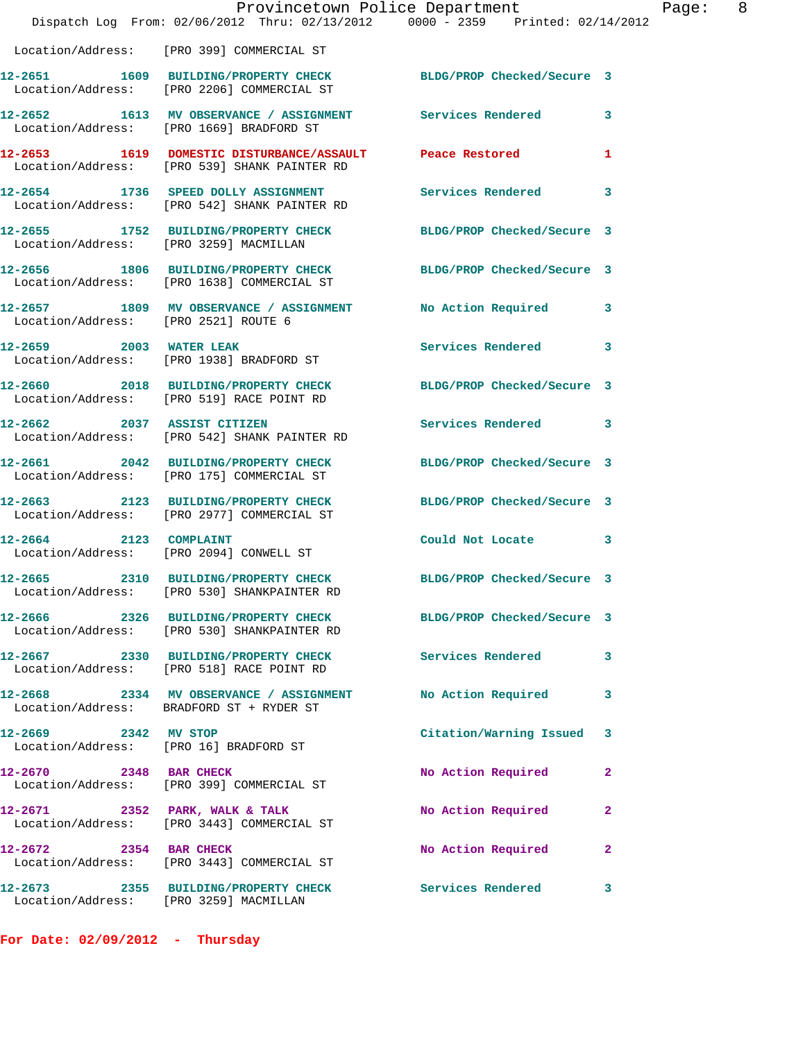Location/Address: [PRO 399] COMMERCIAL ST

**12-2651 1609 BUILDING/PROPERTY CHECK** BLDG/PROP Checked/Secure 3
Location/Address: [PRO 2206] COMMERCIAL ST

**12-2652 1613 MV OBSERVANCE / ASSIGNMENT** Services Rendered 3
Location/Address: [PRO 1669] BRADFORD ST

**12-2653 1619 DOMESTIC DISTURBANCE/ASSAULT** Peace Restored 1
Location/Address: [PRO 539] SHANK PAINTER RD

**12-2654 1736 SPEED DOLLY ASSIGNMENT** Services Rendered 3
Location/Address: [PRO 542] SHANK PAINTER RD

**12-2655 1752 BUILDING/PROPERTY CHECK** BLDG/PROP Checked/Secure 3
Location/Address: [PRO 3259] MACMILLAN

**12-2656 1806 BUILDING/PROPERTY CHECK** BLDG/PROP Checked/Secure 3
Location/Address: [PRO 1638] COMMERCIAL ST

**12-2657 1809 MV OBSERVANCE / ASSIGNMENT** No Action Required 3
Location/Address: [PRO 2521] ROUTE 6

**12-2659 2003 WATER LEAK** Services Rendered 3
Location/Address: [PRO 1938] BRADFORD ST

**12-2660 2018 BUILDING/PROPERTY CHECK** BLDG/PROP Checked/Secure 3
Location/Address: [PRO 519] RACE POINT RD

**12-2662 2037 ASSIST CITIZEN** Services Rendered 3
Location/Address: [PRO 542] SHANK PAINTER RD

**12-2661 2042 BUILDING/PROPERTY CHECK** BLDG/PROP Checked/Secure 3
Location/Address: [PRO 175] COMMERCIAL ST

**12-2663 2123 BUILDING/PROPERTY CHECK** BLDG/PROP Checked/Secure 3
Location/Address: [PRO 2977] COMMERCIAL ST

**12-2664 2123 COMPLAINT** Could Not Locate 3
Location/Address: [PRO 2094] CONWELL ST

**12-2665 2310 BUILDING/PROPERTY CHECK** BLDG/PROP Checked/Secure 3
Location/Address: [PRO 530] SHANKPAINTER RD

**12-2666 2326 BUILDING/PROPERTY CHECK** BLDG/PROP Checked/Secure 3
Location/Address: [PRO 530] SHANKPAINTER RD

**12-2667 2330 BUILDING/PROPERTY CHECK** Services Rendered 3
Location/Address: [PRO 518] RACE POINT RD

**12-2668 2334 MV OBSERVANCE / ASSIGNMENT** No Action Required 3
Location/Address: BRADFORD ST + RYDER ST

**12-2669 2342 MV STOP** Citation/Warning Issued 3
Location/Address: [PRO 16] BRADFORD ST

**12-2670 2348 BAR CHECK** No Action Required 2
Location/Address: [PRO 399] COMMERCIAL ST

**12-2671 2352 PARK, WALK & TALK** No Action Required 2
Location/Address: [PRO 3443] COMMERCIAL ST

**12-2672 2354 BAR CHECK** No Action Required 2
Location/Address: [PRO 3443] COMMERCIAL ST

**12-2673 2355 BUILDING/PROPERTY CHECK** Services Rendered 3
Location/Address: [PRO 3259] MACMILLAN

**For Date: 02/09/2012 - Thursday**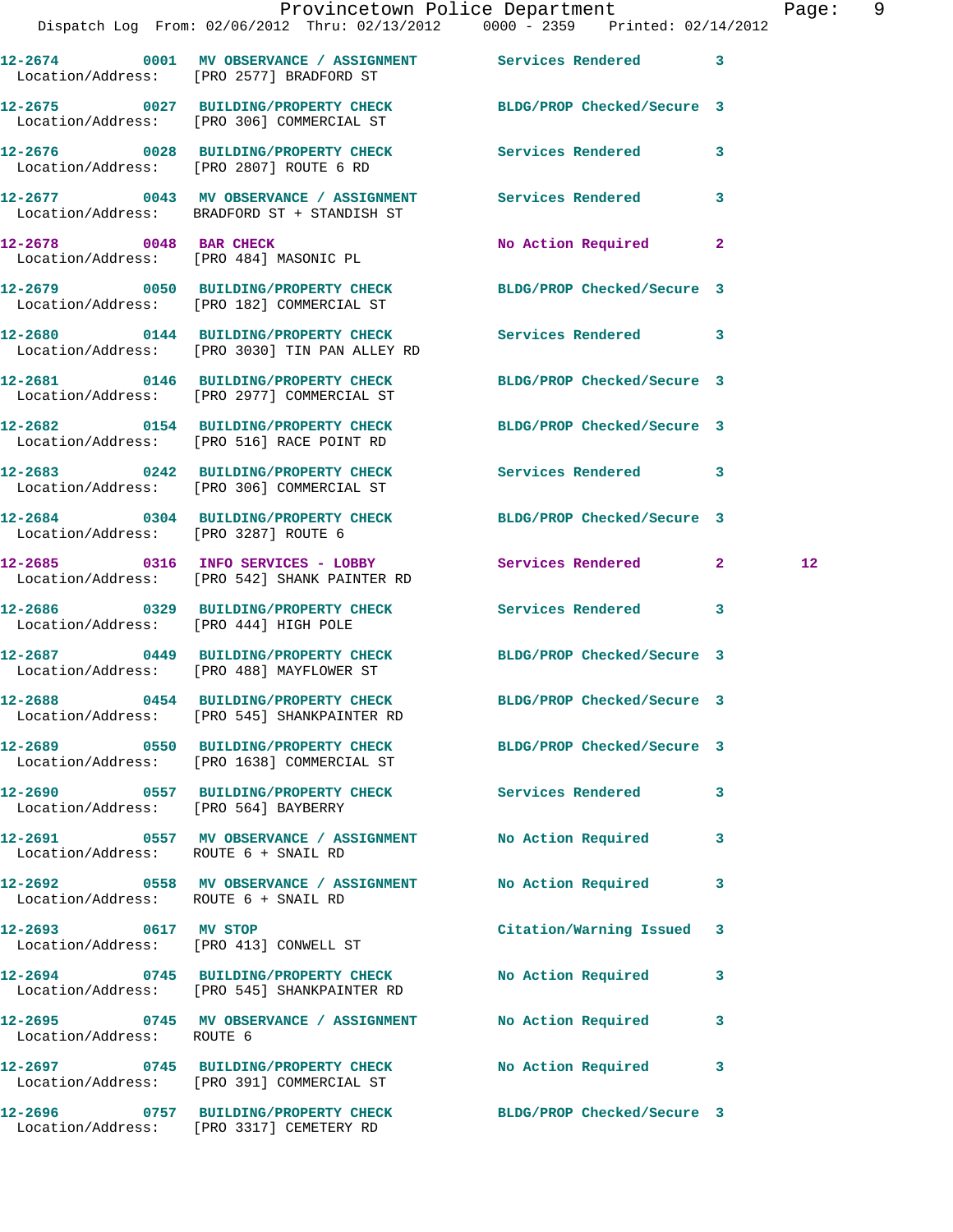12-2674 0001 MV OBSERVANCE / ASSIGNMENT Services Rendered 3
Location/Address: [PRO 2577] BRADFORD ST

12-2675 0027 BUILDING/PROPERTY CHECK BLDG/PROP Checked/Secure 3
Location/Address: [PRO 306] COMMERCIAL ST

12-2676 0028 BUILDING/PROPERTY CHECK Services Rendered 3
Location/Address: [PRO 2807] ROUTE 6 RD

12-2677 0043 MV OBSERVANCE / ASSIGNMENT Services Rendered 3
Location/Address: BRADFORD ST + STANDISH ST

12-2678 0048 BAR CHECK No Action Required 2
Location/Address: [PRO 484] MASONIC PL

12-2679 0050 BUILDING/PROPERTY CHECK BLDG/PROP Checked/Secure 3
Location/Address: [PRO 182] COMMERCIAL ST

12-2680 0144 BUILDING/PROPERTY CHECK Services Rendered 3
Location/Address: [PRO 3030] TIN PAN ALLEY RD

12-2681 0146 BUILDING/PROPERTY CHECK BLDG/PROP Checked/Secure 3
Location/Address: [PRO 2977] COMMERCIAL ST

12-2682 0154 BUILDING/PROPERTY CHECK BLDG/PROP Checked/Secure 3
Location/Address: [PRO 516] RACE POINT RD

12-2683 0242 BUILDING/PROPERTY CHECK Services Rendered 3
Location/Address: [PRO 306] COMMERCIAL ST

12-2684 0304 BUILDING/PROPERTY CHECK BLDG/PROP Checked/Secure 3
Location/Address: [PRO 3287] ROUTE 6

12-2685 0316 INFO SERVICES - LOBBY Services Rendered 2 12
Location/Address: [PRO 542] SHANK PAINTER RD

12-2686 0329 BUILDING/PROPERTY CHECK Services Rendered 3
Location/Address: [PRO 444] HIGH POLE

12-2687 0449 BUILDING/PROPERTY CHECK BLDG/PROP Checked/Secure 3
Location/Address: [PRO 488] MAYFLOWER ST

12-2688 0454 BUILDING/PROPERTY CHECK BLDG/PROP Checked/Secure 3
Location/Address: [PRO 545] SHANKPAINTER RD

12-2689 0550 BUILDING/PROPERTY CHECK BLDG/PROP Checked/Secure 3
Location/Address: [PRO 1638] COMMERCIAL ST

12-2690 0557 BUILDING/PROPERTY CHECK Services Rendered 3
Location/Address: [PRO 564] BAYBERRY

12-2691 0557 MV OBSERVANCE / ASSIGNMENT No Action Required 3
Location/Address: ROUTE 6 + SNAIL RD

12-2692 0558 MV OBSERVANCE / ASSIGNMENT No Action Required 3
Location/Address: ROUTE 6 + SNAIL RD

12-2693 0617 MV STOP Citation/Warning Issued 3
Location/Address: [PRO 413] CONWELL ST

12-2694 0745 BUILDING/PROPERTY CHECK No Action Required 3
Location/Address: [PRO 545] SHANKPAINTER RD

12-2695 0745 MV OBSERVANCE / ASSIGNMENT No Action Required 3
Location/Address: ROUTE 6

12-2697 0745 BUILDING/PROPERTY CHECK No Action Required 3
Location/Address: [PRO 391] COMMERCIAL ST

12-2696 0757 BUILDING/PROPERTY CHECK BLDG/PROP Checked/Secure 3
Location/Address: [PRO 3317] CEMETERY RD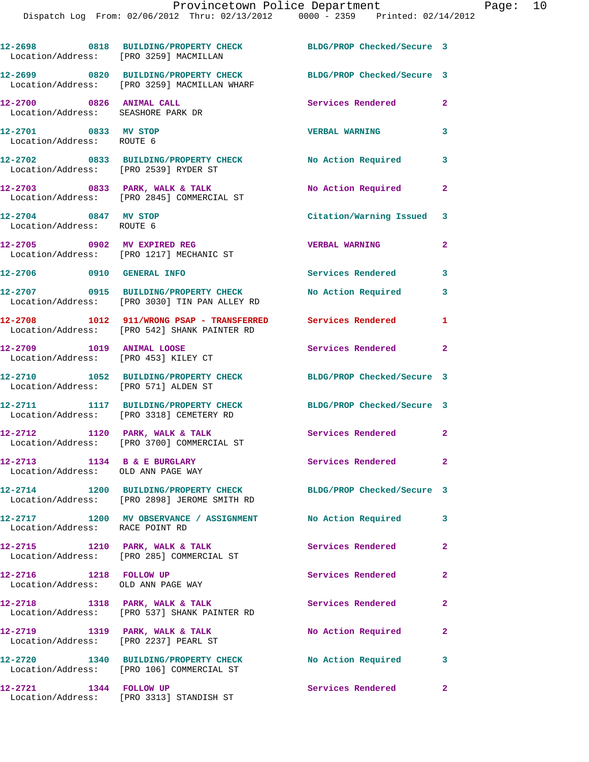| Call # | Time | Call Reason | Action | Priority |
|---|---|---|---|---|
| 12-2698 | 0818 | BUILDING/PROPERTY CHECK | BLDG/PROP Checked/Secure | 3 |
| | | Location/Address: [PRO 3259] MACMILLAN | | |
| 12-2699 | 0820 | BUILDING/PROPERTY CHECK | BLDG/PROP Checked/Secure | 3 |
| | | Location/Address: [PRO 3259] MACMILLAN WHARF | | |
| 12-2700 | 0826 | ANIMAL CALL | Services Rendered | 2 |
| | | Location/Address: SEASHORE PARK DR | | |
| 12-2701 | 0833 | MV STOP | VERBAL WARNING | 3 |
| | | Location/Address: ROUTE 6 | | |
| 12-2702 | 0833 | BUILDING/PROPERTY CHECK | No Action Required | 3 |
| | | Location/Address: [PRO 2539] RYDER ST | | |
| 12-2703 | 0833 | PARK, WALK & TALK | No Action Required | 2 |
| | | Location/Address: [PRO 2845] COMMERCIAL ST | | |
| 12-2704 | 0847 | MV STOP | Citation/Warning Issued | 3 |
| | | Location/Address: ROUTE 6 | | |
| 12-2705 | 0902 | MV EXPIRED REG | VERBAL WARNING | 2 |
| | | Location/Address: [PRO 1217] MECHANIC ST | | |
| 12-2706 | 0910 | GENERAL INFO | Services Rendered | 3 |
| 12-2707 | 0915 | BUILDING/PROPERTY CHECK | No Action Required | 3 |
| | | Location/Address: [PRO 3030] TIN PAN ALLEY RD | | |
| 12-2708 | 1012 | 911/WRONG PSAP - TRANSFERRED | Services Rendered | 1 |
| | | Location/Address: [PRO 542] SHANK PAINTER RD | | |
| 12-2709 | 1019 | ANIMAL LOOSE | Services Rendered | 2 |
| | | Location/Address: [PRO 453] KILEY CT | | |
| 12-2710 | 1052 | BUILDING/PROPERTY CHECK | BLDG/PROP Checked/Secure | 3 |
| | | Location/Address: [PRO 571] ALDEN ST | | |
| 12-2711 | 1117 | BUILDING/PROPERTY CHECK | BLDG/PROP Checked/Secure | 3 |
| | | Location/Address: [PRO 3318] CEMETERY RD | | |
| 12-2712 | 1120 | PARK, WALK & TALK | Services Rendered | 2 |
| | | Location/Address: [PRO 3700] COMMERCIAL ST | | |
| 12-2713 | 1134 | B & E BURGLARY | Services Rendered | 2 |
| | | Location/Address: OLD ANN PAGE WAY | | |
| 12-2714 | 1200 | BUILDING/PROPERTY CHECK | BLDG/PROP Checked/Secure | 3 |
| | | Location/Address: [PRO 2898] JEROME SMITH RD | | |
| 12-2717 | 1200 | MV OBSERVANCE / ASSIGNMENT | No Action Required | 3 |
| | | Location/Address: RACE POINT RD | | |
| 12-2715 | 1210 | PARK, WALK & TALK | Services Rendered | 2 |
| | | Location/Address: [PRO 285] COMMERCIAL ST | | |
| 12-2716 | 1218 | FOLLOW UP | Services Rendered | 2 |
| | | Location/Address: OLD ANN PAGE WAY | | |
| 12-2718 | 1318 | PARK, WALK & TALK | Services Rendered | 2 |
| | | Location/Address: [PRO 537] SHANK PAINTER RD | | |
| 12-2719 | 1319 | PARK, WALK & TALK | No Action Required | 2 |
| | | Location/Address: [PRO 2237] PEARL ST | | |
| 12-2720 | 1340 | BUILDING/PROPERTY CHECK | No Action Required | 3 |
| | | Location/Address: [PRO 106] COMMERCIAL ST | | |
| 12-2721 | 1344 | FOLLOW UP | Services Rendered | 2 |
| | | Location/Address: [PRO 3313] STANDISH ST | | |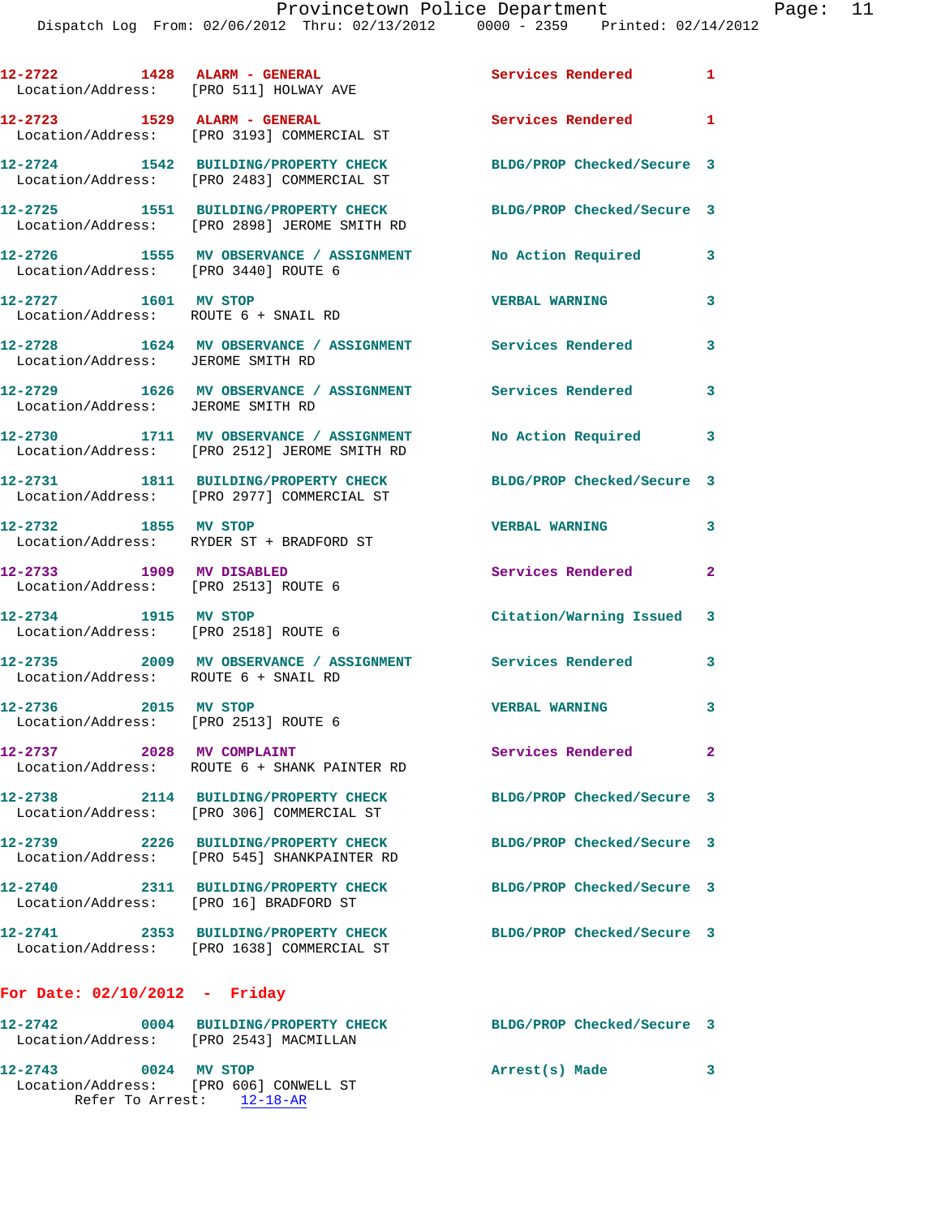12-2722 1428 ALARM - GENERAL Services Rendered 1
Location/Address: [PRO 511] HOLWAY AVE

12-2723 1529 ALARM - GENERAL Services Rendered 1
Location/Address: [PRO 3193] COMMERCIAL ST

12-2724 1542 BUILDING/PROPERTY CHECK BLDG/PROP Checked/Secure 3
Location/Address: [PRO 2483] COMMERCIAL ST

12-2725 1551 BUILDING/PROPERTY CHECK BLDG/PROP Checked/Secure 3
Location/Address: [PRO 2898] JEROME SMITH RD

12-2726 1555 MV OBSERVANCE / ASSIGNMENT No Action Required 3
Location/Address: [PRO 3440] ROUTE 6

12-2727 1601 MV STOP VERBAL WARNING 3
Location/Address: ROUTE 6 + SNAIL RD

12-2728 1624 MV OBSERVANCE / ASSIGNMENT Services Rendered 3
Location/Address: JEROME SMITH RD

12-2729 1626 MV OBSERVANCE / ASSIGNMENT Services Rendered 3
Location/Address: JEROME SMITH RD

12-2730 1711 MV OBSERVANCE / ASSIGNMENT No Action Required 3
Location/Address: [PRO 2512] JEROME SMITH RD

12-2731 1811 BUILDING/PROPERTY CHECK BLDG/PROP Checked/Secure 3
Location/Address: [PRO 2977] COMMERCIAL ST

12-2732 1855 MV STOP VERBAL WARNING 3
Location/Address: RYDER ST + BRADFORD ST

12-2733 1909 MV DISABLED Services Rendered 2
Location/Address: [PRO 2513] ROUTE 6

12-2734 1915 MV STOP Citation/Warning Issued 3
Location/Address: [PRO 2518] ROUTE 6

12-2735 2009 MV OBSERVANCE / ASSIGNMENT Services Rendered 3
Location/Address: ROUTE 6 + SNAIL RD

12-2736 2015 MV STOP VERBAL WARNING 3
Location/Address: [PRO 2513] ROUTE 6

12-2737 2028 MV COMPLAINT Services Rendered 2
Location/Address: ROUTE 6 + SHANK PAINTER RD

12-2738 2114 BUILDING/PROPERTY CHECK BLDG/PROP Checked/Secure 3
Location/Address: [PRO 306] COMMERCIAL ST

12-2739 2226 BUILDING/PROPERTY CHECK BLDG/PROP Checked/Secure 3
Location/Address: [PRO 545] SHANKPAINTER RD

12-2740 2311 BUILDING/PROPERTY CHECK BLDG/PROP Checked/Secure 3
Location/Address: [PRO 16] BRADFORD ST

12-2741 2353 BUILDING/PROPERTY CHECK BLDG/PROP Checked/Secure 3
Location/Address: [PRO 1638] COMMERCIAL ST

## For Date: 02/10/2012 - Friday

12-2742 0004 BUILDING/PROPERTY CHECK BLDG/PROP Checked/Secure 3
Location/Address: [PRO 2543] MACMILLAN

12-2743 0024 MV STOP Arrest(s) Made 3
Location/Address: [PRO 606] CONWELL ST
Refer To Arrest: 12-18-AR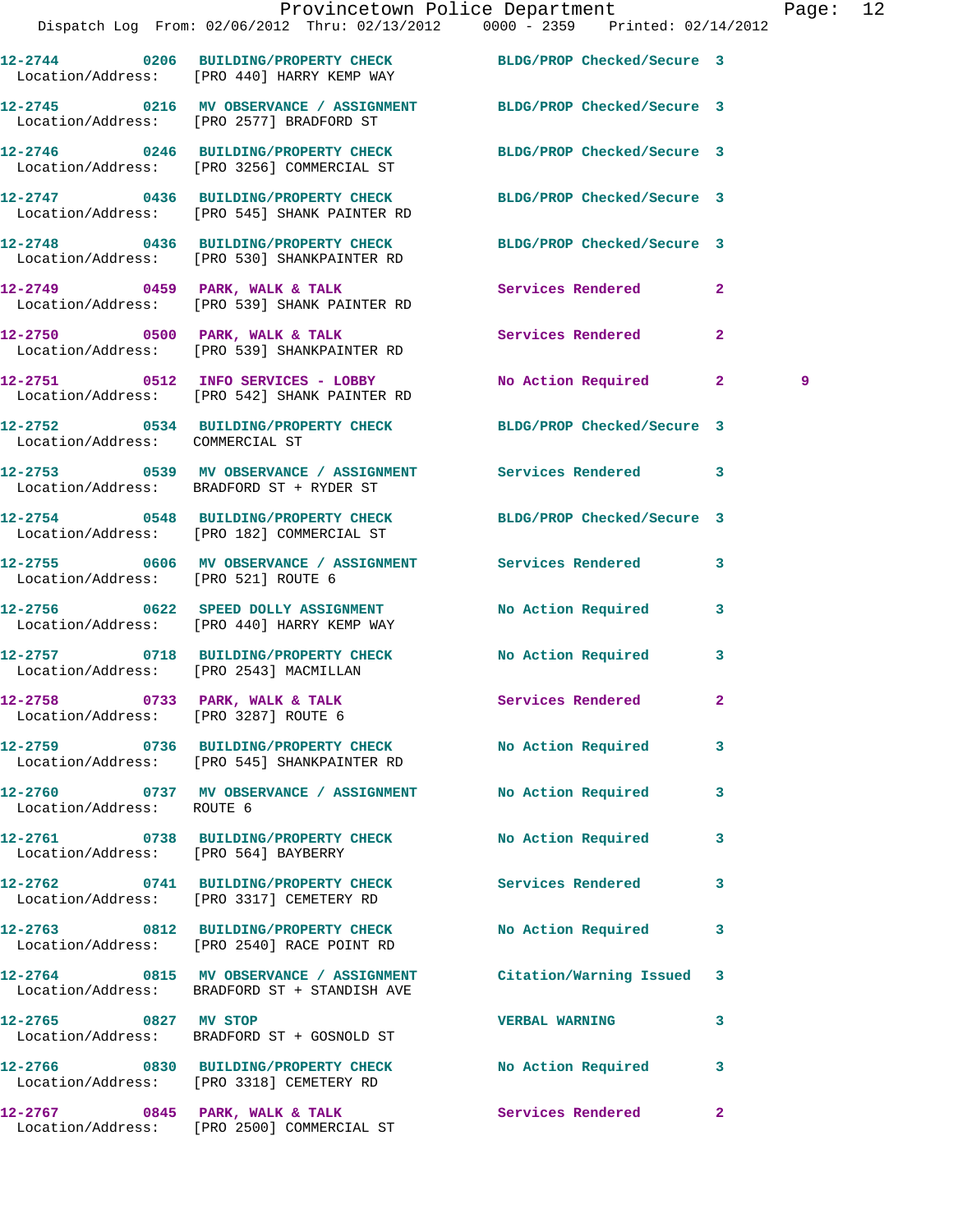12-2744 0206 BUILDING/PROPERTY CHECK BLDG/PROP Checked/Secure 3
Location/Address: [PRO 440] HARRY KEMP WAY

12-2745 0216 MV OBSERVANCE / ASSIGNMENT BLDG/PROP Checked/Secure 3
Location/Address: [PRO 2577] BRADFORD ST

12-2746 0246 BUILDING/PROPERTY CHECK BLDG/PROP Checked/Secure 3
Location/Address: [PRO 3256] COMMERCIAL ST

12-2747 0436 BUILDING/PROPERTY CHECK BLDG/PROP Checked/Secure 3
Location/Address: [PRO 545] SHANK PAINTER RD

12-2748 0436 BUILDING/PROPERTY CHECK BLDG/PROP Checked/Secure 3
Location/Address: [PRO 530] SHANKPAINTER RD

12-2749 0459 PARK, WALK & TALK Services Rendered 2
Location/Address: [PRO 539] SHANK PAINTER RD

12-2750 0500 PARK, WALK & TALK Services Rendered 2
Location/Address: [PRO 539] SHANKPAINTER RD

12-2751 0512 INFO SERVICES - LOBBY No Action Required 2 9
Location/Address: [PRO 542] SHANK PAINTER RD

12-2752 0534 BUILDING/PROPERTY CHECK BLDG/PROP Checked/Secure 3
Location/Address: COMMERCIAL ST

12-2753 0539 MV OBSERVANCE / ASSIGNMENT Services Rendered 3
Location/Address: BRADFORD ST + RYDER ST

12-2754 0548 BUILDING/PROPERTY CHECK BLDG/PROP Checked/Secure 3
Location/Address: [PRO 182] COMMERCIAL ST

12-2755 0606 MV OBSERVANCE / ASSIGNMENT Services Rendered 3
Location/Address: [PRO 521] ROUTE 6

12-2756 0622 SPEED DOLLY ASSIGNMENT No Action Required 3
Location/Address: [PRO 440] HARRY KEMP WAY

12-2757 0718 BUILDING/PROPERTY CHECK No Action Required 3
Location/Address: [PRO 2543] MACMILLAN

12-2758 0733 PARK, WALK & TALK Services Rendered 2
Location/Address: [PRO 3287] ROUTE 6

12-2759 0736 BUILDING/PROPERTY CHECK No Action Required 3
Location/Address: [PRO 545] SHANKPAINTER RD

12-2760 0737 MV OBSERVANCE / ASSIGNMENT No Action Required 3
Location/Address: ROUTE 6

12-2761 0738 BUILDING/PROPERTY CHECK No Action Required 3
Location/Address: [PRO 564] BAYBERRY

12-2762 0741 BUILDING/PROPERTY CHECK Services Rendered 3
Location/Address: [PRO 3317] CEMETERY RD

12-2763 0812 BUILDING/PROPERTY CHECK No Action Required 3
Location/Address: [PRO 2540] RACE POINT RD

12-2764 0815 MV OBSERVANCE / ASSIGNMENT Citation/Warning Issued 3
Location/Address: BRADFORD ST + STANDISH AVE

12-2765 0827 MV STOP VERBAL WARNING 3
Location/Address: BRADFORD ST + GOSNOLD ST

12-2766 0830 BUILDING/PROPERTY CHECK No Action Required 3
Location/Address: [PRO 3318] CEMETERY RD

12-2767 0845 PARK, WALK & TALK Services Rendered 2
Location/Address: [PRO 2500] COMMERCIAL ST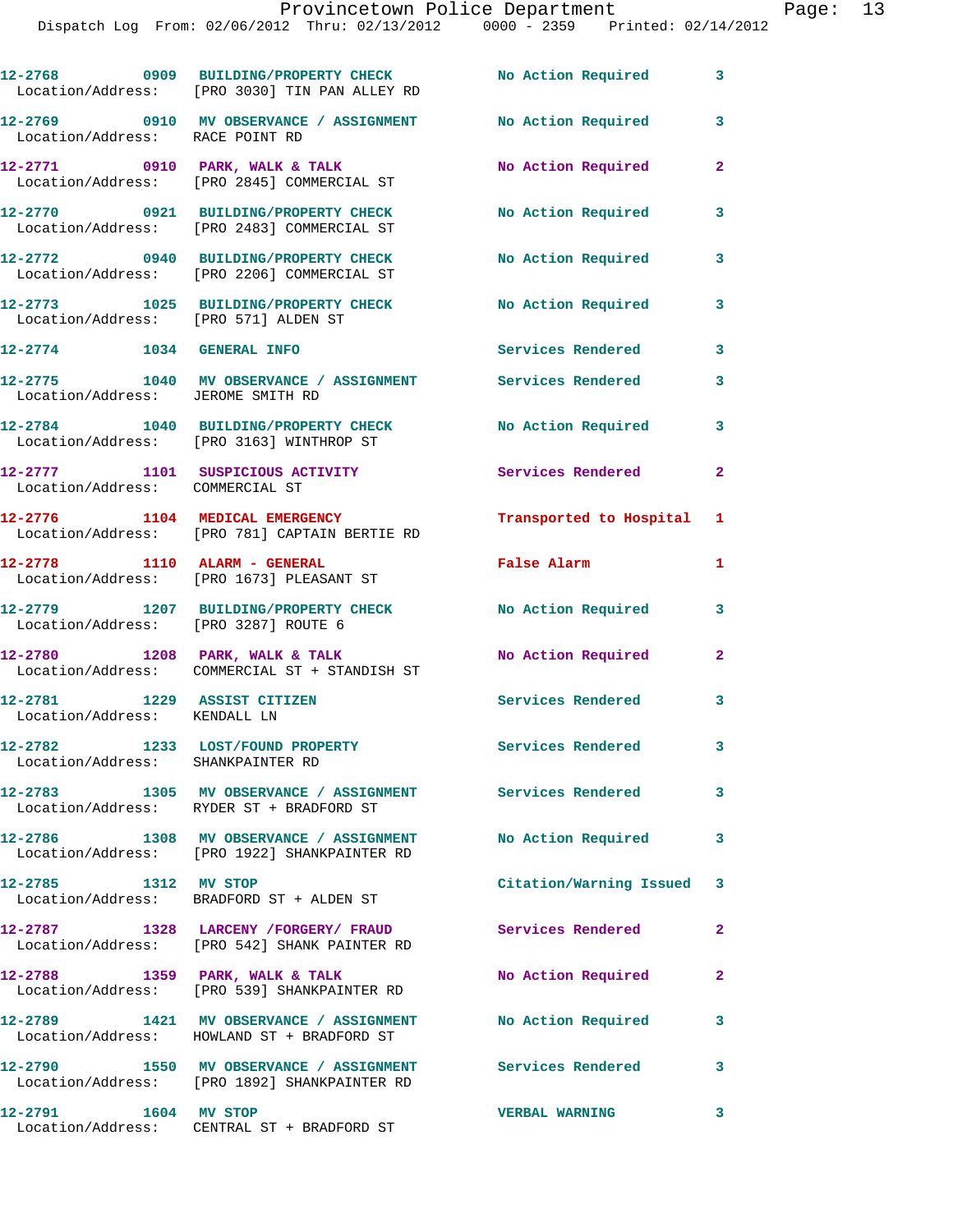| Call # | Time | Call Reason | Action | Priority |
|---|---|---|---|---|
| 12-2768 | 0909 | BUILDING/PROPERTY CHECK | No Action Required | 3 |
| Location/Address: [PRO 3030] TIN PAN ALLEY RD | | | | |
| 12-2769 | 0910 | MV OBSERVANCE / ASSIGNMENT | No Action Required | 3 |
| Location/Address: RACE POINT RD | | | | |
| 12-2771 | 0910 | PARK, WALK & TALK | No Action Required | 2 |
| Location/Address: [PRO 2845] COMMERCIAL ST | | | | |
| 12-2770 | 0921 | BUILDING/PROPERTY CHECK | No Action Required | 3 |
| Location/Address: [PRO 2483] COMMERCIAL ST | | | | |
| 12-2772 | 0940 | BUILDING/PROPERTY CHECK | No Action Required | 3 |
| Location/Address: [PRO 2206] COMMERCIAL ST | | | | |
| 12-2773 | 1025 | BUILDING/PROPERTY CHECK | No Action Required | 3 |
| Location/Address: [PRO 571] ALDEN ST | | | | |
| 12-2774 | 1034 | GENERAL INFO | Services Rendered | 3 |
| 12-2775 | 1040 | MV OBSERVANCE / ASSIGNMENT | Services Rendered | 3 |
| Location/Address: JEROME SMITH RD | | | | |
| 12-2784 | 1040 | BUILDING/PROPERTY CHECK | No Action Required | 3 |
| Location/Address: [PRO 3163] WINTHROP ST | | | | |
| 12-2777 | 1101 | SUSPICIOUS ACTIVITY | Services Rendered | 2 |
| Location/Address: COMMERCIAL ST | | | | |
| 12-2776 | 1104 | MEDICAL EMERGENCY | Transported to Hospital | 1 |
| Location/Address: [PRO 781] CAPTAIN BERTIE RD | | | | |
| 12-2778 | 1110 | ALARM - GENERAL | False Alarm | 1 |
| Location/Address: [PRO 1673] PLEASANT ST | | | | |
| 12-2779 | 1207 | BUILDING/PROPERTY CHECK | No Action Required | 3 |
| Location/Address: [PRO 3287] ROUTE 6 | | | | |
| 12-2780 | 1208 | PARK, WALK & TALK | No Action Required | 2 |
| Location/Address: COMMERCIAL ST + STANDISH ST | | | | |
| 12-2781 | 1229 | ASSIST CITIZEN | Services Rendered | 3 |
| Location/Address: KENDALL LN | | | | |
| 12-2782 | 1233 | LOST/FOUND PROPERTY | Services Rendered | 3 |
| Location/Address: SHANKPAINTER RD | | | | |
| 12-2783 | 1305 | MV OBSERVANCE / ASSIGNMENT | Services Rendered | 3 |
| Location/Address: RYDER ST + BRADFORD ST | | | | |
| 12-2786 | 1308 | MV OBSERVANCE / ASSIGNMENT | No Action Required | 3 |
| Location/Address: [PRO 1922] SHANKPAINTER RD | | | | |
| 12-2785 | 1312 | MV STOP | Citation/Warning Issued | 3 |
| Location/Address: BRADFORD ST + ALDEN ST | | | | |
| 12-2787 | 1328 | LARCENY /FORGERY/ FRAUD | Services Rendered | 2 |
| Location/Address: [PRO 542] SHANK PAINTER RD | | | | |
| 12-2788 | 1359 | PARK, WALK & TALK | No Action Required | 2 |
| Location/Address: [PRO 539] SHANKPAINTER RD | | | | |
| 12-2789 | 1421 | MV OBSERVANCE / ASSIGNMENT | No Action Required | 3 |
| Location/Address: HOWLAND ST + BRADFORD ST | | | | |
| 12-2790 | 1550 | MV OBSERVANCE / ASSIGNMENT | Services Rendered | 3 |
| Location/Address: [PRO 1892] SHANKPAINTER RD | | | | |
| 12-2791 | 1604 | MV STOP | VERBAL WARNING | 3 |
| Location/Address: CENTRAL ST + BRADFORD ST | | | | |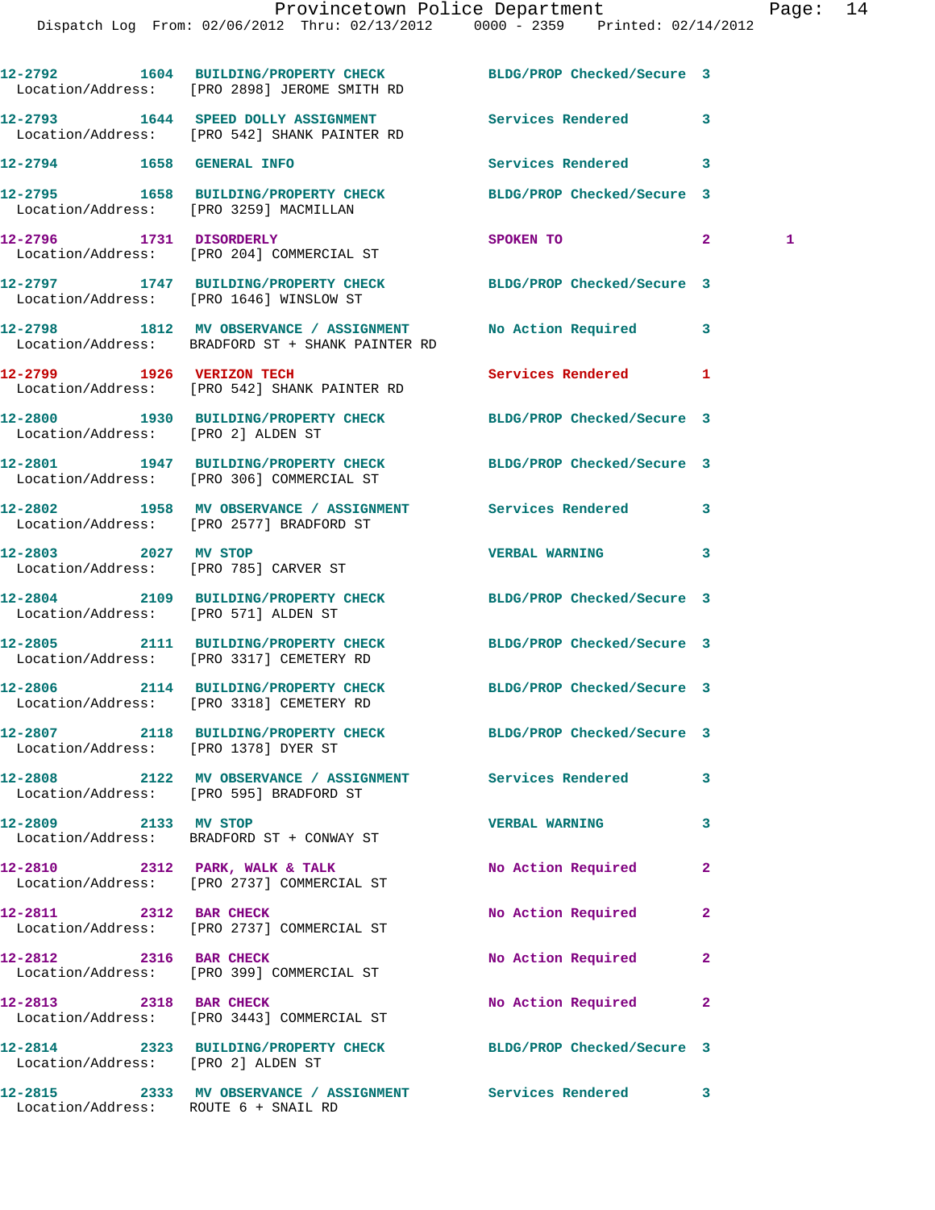| Call # | Time | Call Reason | Action | Priority | |
|---|---|---|---|---|---|
| 12-2792 | 1604 | BUILDING/PROPERTY CHECK | BLDG/PROP Checked/Secure | 3 | |
| Location/Address: | | [PRO 2898] JEROME SMITH RD | | | |
| 12-2793 | 1644 | SPEED DOLLY ASSIGNMENT | Services Rendered | 3 | |
| Location/Address: | | [PRO 542] SHANK PAINTER RD | | | |
| 12-2794 | 1658 | GENERAL INFO | Services Rendered | 3 | |
| 12-2795 | 1658 | BUILDING/PROPERTY CHECK | BLDG/PROP Checked/Secure | 3 | |
| Location/Address: | | [PRO 3259] MACMILLAN | | | |
| 12-2796 | 1731 | DISORDERLY | SPOKEN TO | 2 | 1 |
| Location/Address: | | [PRO 204] COMMERCIAL ST | | | |
| 12-2797 | 1747 | BUILDING/PROPERTY CHECK | BLDG/PROP Checked/Secure | 3 | |
| Location/Address: | | [PRO 1646] WINSLOW ST | | | |
| 12-2798 | 1812 | MV OBSERVANCE / ASSIGNMENT | No Action Required | 3 | |
| Location/Address: | | BRADFORD ST + SHANK PAINTER RD | | | |
| 12-2799 | 1926 | VERIZON TECH | Services Rendered | 1 | |
| Location/Address: | | [PRO 542] SHANK PAINTER RD | | | |
| 12-2800 | 1930 | BUILDING/PROPERTY CHECK | BLDG/PROP Checked/Secure | 3 | |
| Location/Address: | | [PRO 2] ALDEN ST | | | |
| 12-2801 | 1947 | BUILDING/PROPERTY CHECK | BLDG/PROP Checked/Secure | 3 | |
| Location/Address: | | [PRO 306] COMMERCIAL ST | | | |
| 12-2802 | 1958 | MV OBSERVANCE / ASSIGNMENT | Services Rendered | 3 | |
| Location/Address: | | [PRO 2577] BRADFORD ST | | | |
| 12-2803 | 2027 | MV STOP | VERBAL WARNING | 3 | |
| Location/Address: | | [PRO 785] CARVER ST | | | |
| 12-2804 | 2109 | BUILDING/PROPERTY CHECK | BLDG/PROP Checked/Secure | 3 | |
| Location/Address: | | [PRO 571] ALDEN ST | | | |
| 12-2805 | 2111 | BUILDING/PROPERTY CHECK | BLDG/PROP Checked/Secure | 3 | |
| Location/Address: | | [PRO 3317] CEMETERY RD | | | |
| 12-2806 | 2114 | BUILDING/PROPERTY CHECK | BLDG/PROP Checked/Secure | 3 | |
| Location/Address: | | [PRO 3318] CEMETERY RD | | | |
| 12-2807 | 2118 | BUILDING/PROPERTY CHECK | BLDG/PROP Checked/Secure | 3 | |
| Location/Address: | | [PRO 1378] DYER ST | | | |
| 12-2808 | 2122 | MV OBSERVANCE / ASSIGNMENT | Services Rendered | 3 | |
| Location/Address: | | [PRO 595] BRADFORD ST | | | |
| 12-2809 | 2133 | MV STOP | VERBAL WARNING | 3 | |
| Location/Address: | | BRADFORD ST + CONWAY ST | | | |
| 12-2810 | 2312 | PARK, WALK & TALK | No Action Required | 2 | |
| Location/Address: | | [PRO 2737] COMMERCIAL ST | | | |
| 12-2811 | 2312 | BAR CHECK | No Action Required | 2 | |
| Location/Address: | | [PRO 2737] COMMERCIAL ST | | | |
| 12-2812 | 2316 | BAR CHECK | No Action Required | 2 | |
| Location/Address: | | [PRO 399] COMMERCIAL ST | | | |
| 12-2813 | 2318 | BAR CHECK | No Action Required | 2 | |
| Location/Address: | | [PRO 3443] COMMERCIAL ST | | | |
| 12-2814 | 2323 | BUILDING/PROPERTY CHECK | BLDG/PROP Checked/Secure | 3 | |
| Location/Address: | | [PRO 2] ALDEN ST | | | |
| 12-2815 | 2333 | MV OBSERVANCE / ASSIGNMENT | Services Rendered | 3 | |
| Location/Address: | | ROUTE 6 + SNAIL RD | | | |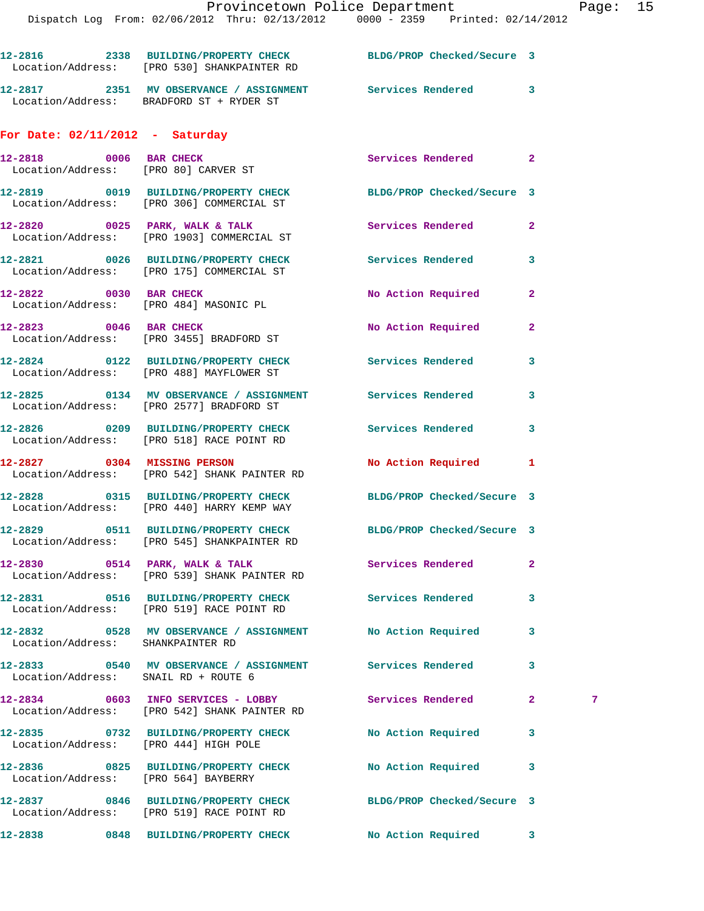12-2816 2338 BUILDING/PROPERTY CHECK BLDG/PROP Checked/Secure 3
Location/Address: [PRO 530] SHANKPAINTER RD

12-2817 2351 MV OBSERVANCE / ASSIGNMENT Services Rendered 3
Location/Address: BRADFORD ST + RYDER ST

**For Date: 02/11/2012 - Saturday**

12-2818 0006 BAR CHECK Services Rendered 2
Location/Address: [PRO 80] CARVER ST

12-2819 0019 BUILDING/PROPERTY CHECK BLDG/PROP Checked/Secure 3
Location/Address: [PRO 306] COMMERCIAL ST

12-2820 0025 PARK, WALK & TALK Services Rendered 2
Location/Address: [PRO 1903] COMMERCIAL ST

12-2821 0026 BUILDING/PROPERTY CHECK Services Rendered 3
Location/Address: [PRO 175] COMMERCIAL ST

12-2822 0030 BAR CHECK No Action Required 2
Location/Address: [PRO 484] MASONIC PL

12-2823 0046 BAR CHECK No Action Required 2
Location/Address: [PRO 3455] BRADFORD ST

12-2824 0122 BUILDING/PROPERTY CHECK Services Rendered 3
Location/Address: [PRO 488] MAYFLOWER ST

12-2825 0134 MV OBSERVANCE / ASSIGNMENT Services Rendered 3
Location/Address: [PRO 2577] BRADFORD ST

12-2826 0209 BUILDING/PROPERTY CHECK Services Rendered 3
Location/Address: [PRO 518] RACE POINT RD

12-2827 0304 MISSING PERSON No Action Required 1
Location/Address: [PRO 542] SHANK PAINTER RD

12-2828 0315 BUILDING/PROPERTY CHECK BLDG/PROP Checked/Secure 3
Location/Address: [PRO 440] HARRY KEMP WAY

12-2829 0511 BUILDING/PROPERTY CHECK BLDG/PROP Checked/Secure 3
Location/Address: [PRO 545] SHANKPAINTER RD

12-2830 0514 PARK, WALK & TALK Services Rendered 2
Location/Address: [PRO 539] SHANK PAINTER RD

12-2831 0516 BUILDING/PROPERTY CHECK Services Rendered 3
Location/Address: [PRO 519] RACE POINT RD

12-2832 0528 MV OBSERVANCE / ASSIGNMENT No Action Required 3
Location/Address: SHANKPAINTER RD

12-2833 0540 MV OBSERVANCE / ASSIGNMENT Services Rendered 3
Location/Address: SNAIL RD + ROUTE 6

12-2834 0603 INFO SERVICES - LOBBY Services Rendered 2 7
Location/Address: [PRO 542] SHANK PAINTER RD

12-2835 0732 BUILDING/PROPERTY CHECK No Action Required 3
Location/Address: [PRO 444] HIGH POLE

12-2836 0825 BUILDING/PROPERTY CHECK No Action Required 3
Location/Address: [PRO 564] BAYBERRY

12-2837 0846 BUILDING/PROPERTY CHECK BLDG/PROP Checked/Secure 3
Location/Address: [PRO 519] RACE POINT RD

12-2838 0848 BUILDING/PROPERTY CHECK No Action Required 3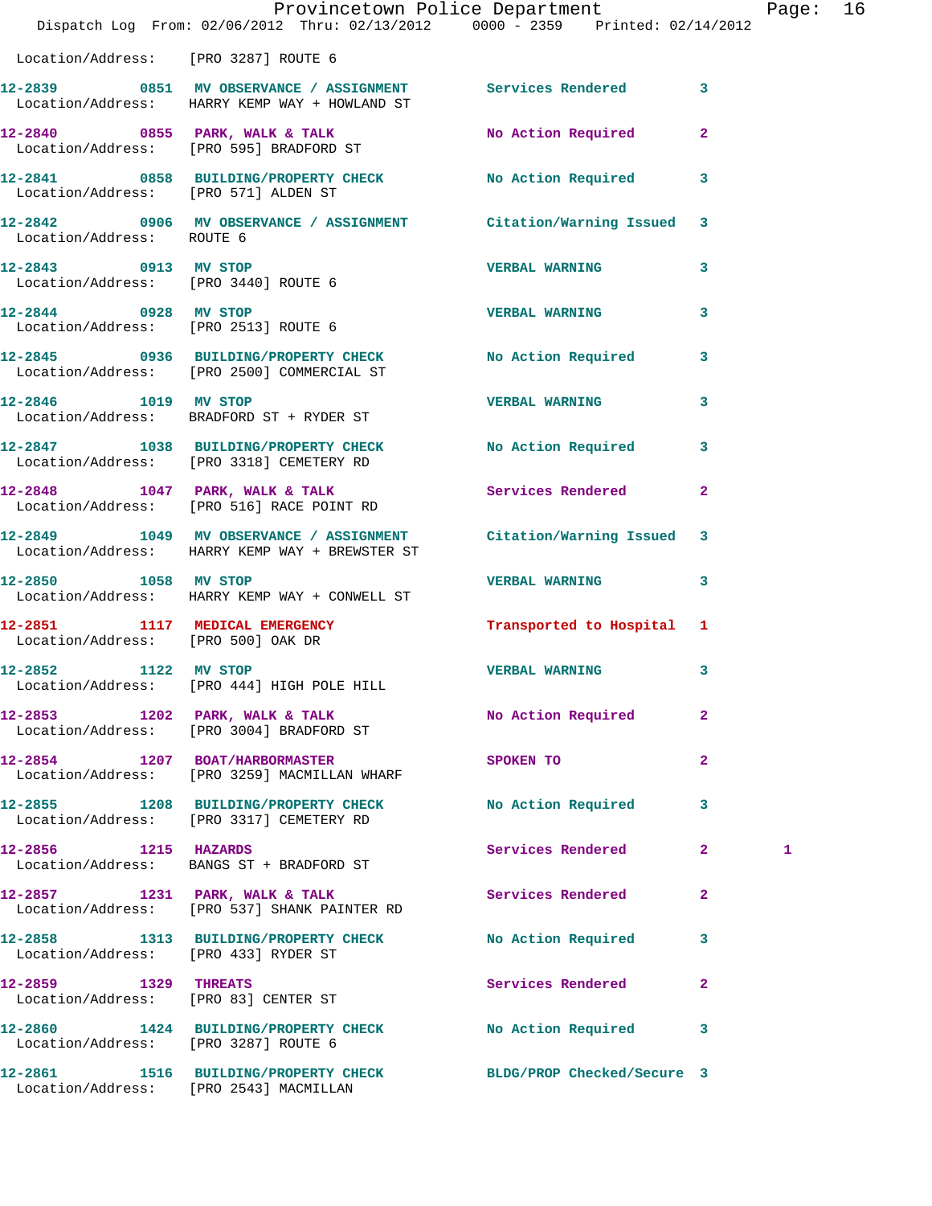Location/Address: [PRO 3287] ROUTE 6

| Call # | Time | Call Reason | Action | Priority | |
|---|---|---|---|---|---|
| 12-2839 | 0851 | MV OBSERVATION / ASSIGNMENT | Services Rendered | 3 | |
| Location/Address: | | HARRY KEMP WAY + HOWLAND ST | | | |
| 12-2840 | 0855 | PARK, WALK & TALK | No Action Required | 2 | |
| Location/Address: | | [PRO 595] BRADFORD ST | | | |
| 12-2841 | 0858 | BUILDING/PROPERTY CHECK | No Action Required | 3 | |
| Location/Address: | | [PRO 571] ALDEN ST | | | |
| 12-2842 | 0906 | MV OBSERVATION / ASSIGNMENT | Citation/Warning Issued | 3 | |
| Location/Address: | | ROUTE 6 | | | |
| 12-2843 | 0913 | MV STOP | VERBAL WARNING | 3 | |
| Location/Address: | | [PRO 3440] ROUTE 6 | | | |
| 12-2844 | 0928 | MV STOP | VERBAL WARNING | 3 | |
| Location/Address: | | [PRO 2513] ROUTE 6 | | | |
| 12-2845 | 0936 | BUILDING/PROPERTY CHECK | No Action Required | 3 | |
| Location/Address: | | [PRO 2500] COMMERCIAL ST | | | |
| 12-2846 | 1019 | MV STOP | VERBAL WARNING | 3 | |
| Location/Address: | | BRADFORD ST + RYDER ST | | | |
| 12-2847 | 1038 | BUILDING/PROPERTY CHECK | No Action Required | 3 | |
| Location/Address: | | [PRO 3318] CEMETERY RD | | | |
| 12-2848 | 1047 | PARK, WALK & TALK | Services Rendered | 2 | |
| Location/Address: | | [PRO 516] RACE POINT RD | | | |
| 12-2849 | 1049 | MV OBSERVATION / ASSIGNMENT | Citation/Warning Issued | 3 | |
| Location/Address: | | HARRY KEMP WAY + BREWSTER ST | | | |
| 12-2850 | 1058 | MV STOP | VERBAL WARNING | 3 | |
| Location/Address: | | HARRY KEMP WAY + CONWELL ST | | | |
| 12-2851 | 1117 | MEDICAL EMERGENCY | Transported to Hospital | 1 | |
| Location/Address: | | [PRO 500] OAK DR | | | |
| 12-2852 | 1122 | MV STOP | VERBAL WARNING | 3 | |
| Location/Address: | | [PRO 444] HIGH POLE HILL | | | |
| 12-2853 | 1202 | PARK, WALK & TALK | No Action Required | 2 | |
| Location/Address: | | [PRO 3004] BRADFORD ST | | | |
| 12-2854 | 1207 | BOAT/HARBORMASTER | SPOKEN TO | 2 | |
| Location/Address: | | [PRO 3259] MACMILLAN WHARF | | | |
| 12-2855 | 1208 | BUILDING/PROPERTY CHECK | No Action Required | 3 | |
| Location/Address: | | [PRO 3317] CEMETERY RD | | | |
| 12-2856 | 1215 | HAZARDS | Services Rendered | 2 | 1 |
| Location/Address: | | BANGS ST + BRADFORD ST | | | |
| 12-2857 | 1231 | PARK, WALK & TALK | Services Rendered | 2 | |
| Location/Address: | | [PRO 537] SHANK PAINTER RD | | | |
| 12-2858 | 1313 | BUILDING/PROPERTY CHECK | No Action Required | 3 | |
| Location/Address: | | [PRO 433] RYDER ST | | | |
| 12-2859 | 1329 | THREATS | Services Rendered | 2 | |
| Location/Address: | | [PRO 83] CENTER ST | | | |
| 12-2860 | 1424 | BUILDING/PROPERTY CHECK | No Action Required | 3 | |
| Location/Address: | | [PRO 3287] ROUTE 6 | | | |
| 12-2861 | 1516 | BUILDING/PROPERTY CHECK | BLDG/PROP Checked/Secure | 3 | |
| Location/Address: | | [PRO 2543] MACMILLAN | | | |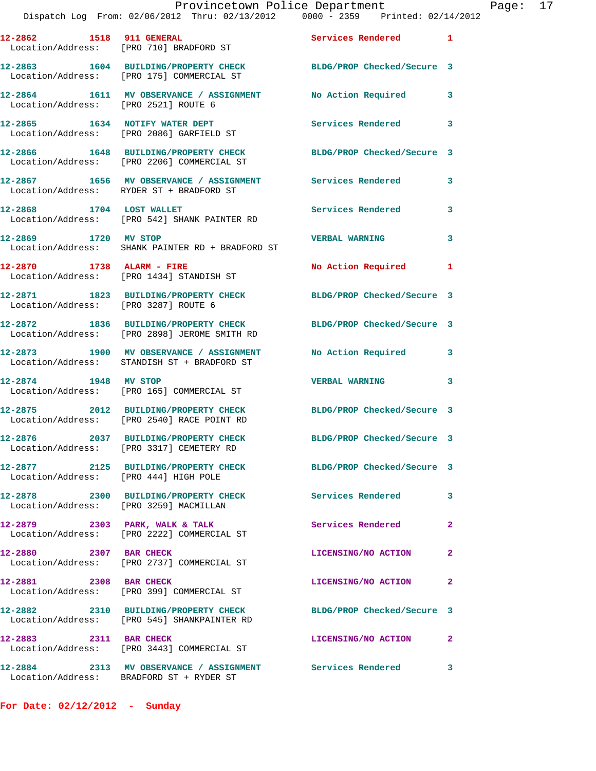12-2862 1518 911 GENERAL Services Rendered 1
Location/Address: [PRO 710] BRADFORD ST

12-2863 1604 BUILDING/PROPERTY CHECK BLDG/PROP Checked/Secure 3
Location/Address: [PRO 175] COMMERCIAL ST

12-2864 1611 MV OBSERVANCE / ASSIGNMENT No Action Required 3
Location/Address: [PRO 2521] ROUTE 6

12-2865 1634 NOTIFY WATER DEPT Services Rendered 3
Location/Address: [PRO 2086] GARFIELD ST

12-2866 1648 BUILDING/PROPERTY CHECK BLDG/PROP Checked/Secure 3
Location/Address: [PRO 2206] COMMERCIAL ST

12-2867 1656 MV OBSERVANCE / ASSIGNMENT Services Rendered 3
Location/Address: RYDER ST + BRADFORD ST

12-2868 1704 LOST WALLET Services Rendered 3
Location/Address: [PRO 542] SHANK PAINTER RD

12-2869 1720 MV STOP VERBAL WARNING 3
Location/Address: SHANK PAINTER RD + BRADFORD ST

12-2870 1738 ALARM - FIRE No Action Required 1
Location/Address: [PRO 1434] STANDISH ST

12-2871 1823 BUILDING/PROPERTY CHECK BLDG/PROP Checked/Secure 3
Location/Address: [PRO 3287] ROUTE 6

12-2872 1836 BUILDING/PROPERTY CHECK BLDG/PROP Checked/Secure 3
Location/Address: [PRO 2898] JEROME SMITH RD

12-2873 1900 MV OBSERVANCE / ASSIGNMENT No Action Required 3
Location/Address: STANDISH ST + BRADFORD ST

12-2874 1948 MV STOP VERBAL WARNING 3
Location/Address: [PRO 165] COMMERCIAL ST

12-2875 2012 BUILDING/PROPERTY CHECK BLDG/PROP Checked/Secure 3
Location/Address: [PRO 2540] RACE POINT RD

12-2876 2037 BUILDING/PROPERTY CHECK BLDG/PROP Checked/Secure 3
Location/Address: [PRO 3317] CEMETERY RD

12-2877 2125 BUILDING/PROPERTY CHECK BLDG/PROP Checked/Secure 3
Location/Address: [PRO 444] HIGH POLE

12-2878 2300 BUILDING/PROPERTY CHECK Services Rendered 3
Location/Address: [PRO 3259] MACMILLAN

12-2879 2303 PARK, WALK & TALK Services Rendered 2
Location/Address: [PRO 2222] COMMERCIAL ST

12-2880 2307 BAR CHECK LICENSING/NO ACTION 2
Location/Address: [PRO 2737] COMMERCIAL ST

12-2881 2308 BAR CHECK LICENSING/NO ACTION 2
Location/Address: [PRO 399] COMMERCIAL ST

12-2882 2310 BUILDING/PROPERTY CHECK BLDG/PROP Checked/Secure 3
Location/Address: [PRO 545] SHANKPAINTER RD

12-2883 2311 BAR CHECK LICENSING/NO ACTION 2
Location/Address: [PRO 3443] COMMERCIAL ST

12-2884 2313 MV OBSERVANCE / ASSIGNMENT Services Rendered 3
Location/Address: BRADFORD ST + RYDER ST

**For Date: 02/12/2012 - Sunday**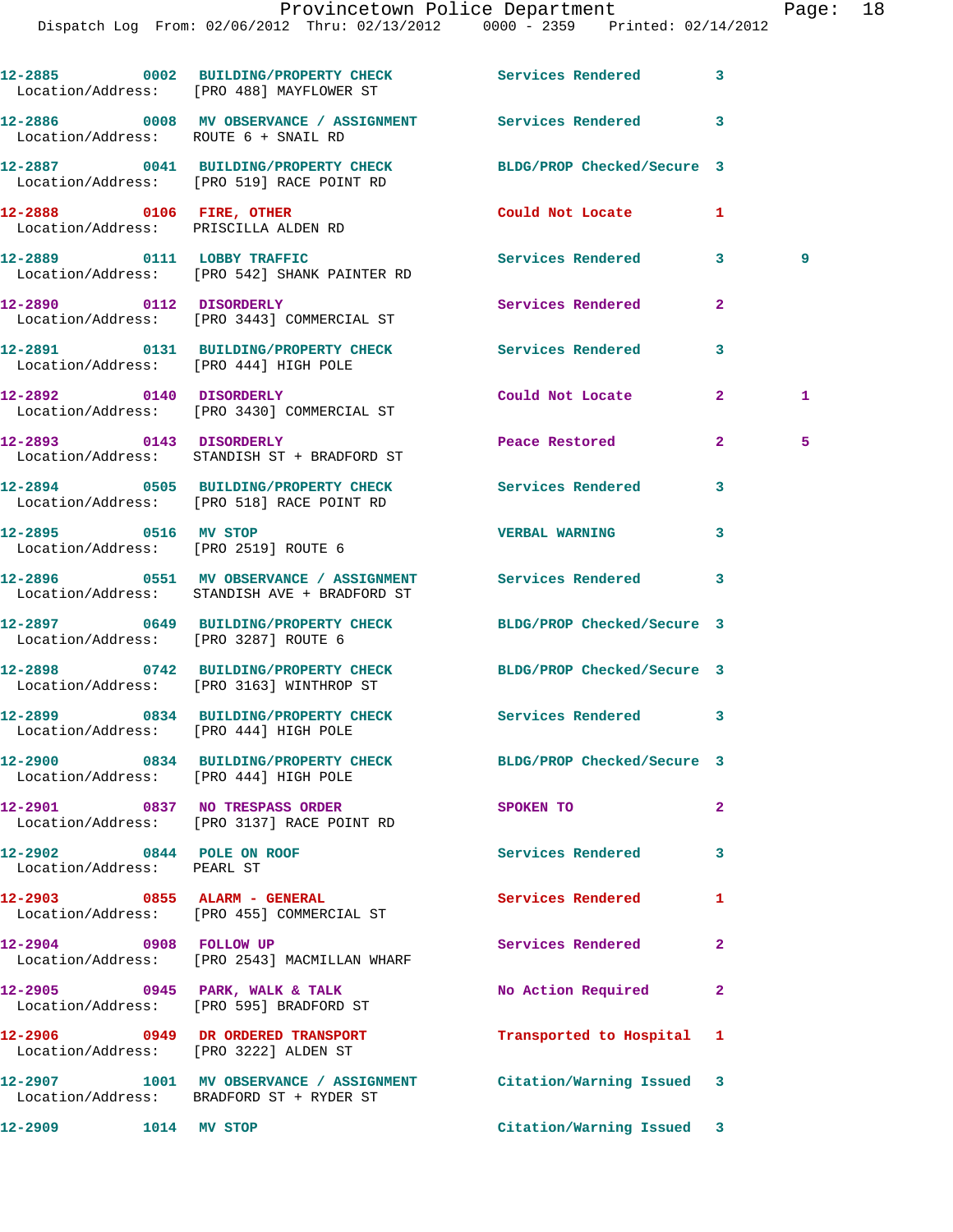| Call # | Time | Call Type | Disposition | Priority | |
|---|---|---|---|---|---|
| 12-2885 | 0002 | BUILDING/PROPERTY CHECK | Services Rendered | 3 | |
| Location/Address: [PRO 488] MAYFLOWER ST | | | | | |
| 12-2886 | 0008 | MV OBSERVANCE / ASSIGNMENT | Services Rendered | 3 | |
| Location/Address: ROUTE 6 + SNAIL RD | | | | | |
| 12-2887 | 0041 | BUILDING/PROPERTY CHECK | BLDG/PROP Checked/Secure | 3 | |
| Location/Address: [PRO 519] RACE POINT RD | | | | | |
| 12-2888 | 0106 | FIRE, OTHER | Could Not Locate | 1 | |
| Location/Address: PRISCILLA ALDEN RD | | | | | |
| 12-2889 | 0111 | LOBBY TRAFFIC | Services Rendered | 3 | 9 |
| Location/Address: [PRO 542] SHANK PAINTER RD | | | | | |
| 12-2890 | 0112 | DISORDERLY | Services Rendered | 2 | |
| Location/Address: [PRO 3443] COMMERCIAL ST | | | | | |
| 12-2891 | 0131 | BUILDING/PROPERTY CHECK | Services Rendered | 3 | |
| Location/Address: [PRO 444] HIGH POLE | | | | | |
| 12-2892 | 0140 | DISORDERLY | Could Not Locate | 2 | 1 |
| Location/Address: [PRO 3430] COMMERCIAL ST | | | | | |
| 12-2893 | 0143 | DISORDERLY | Peace Restored | 2 | 5 |
| Location/Address: STANDISH ST + BRADFORD ST | | | | | |
| 12-2894 | 0505 | BUILDING/PROPERTY CHECK | Services Rendered | 3 | |
| Location/Address: [PRO 518] RACE POINT RD | | | | | |
| 12-2895 | 0516 | MV STOP | VERBAL WARNING | 3 | |
| Location/Address: [PRO 2519] ROUTE 6 | | | | | |
| 12-2896 | 0551 | MV OBSERVANCE / ASSIGNMENT | Services Rendered | 3 | |
| Location/Address: STANDISH AVE + BRADFORD ST | | | | | |
| 12-2897 | 0649 | BUILDING/PROPERTY CHECK | BLDG/PROP Checked/Secure | 3 | |
| Location/Address: [PRO 3287] ROUTE 6 | | | | | |
| 12-2898 | 0742 | BUILDING/PROPERTY CHECK | BLDG/PROP Checked/Secure | 3 | |
| Location/Address: [PRO 3163] WINTHROP ST | | | | | |
| 12-2899 | 0834 | BUILDING/PROPERTY CHECK | Services Rendered | 3 | |
| Location/Address: [PRO 444] HIGH POLE | | | | | |
| 12-2900 | 0834 | BUILDING/PROPERTY CHECK | BLDG/PROP Checked/Secure | 3 | |
| Location/Address: [PRO 444] HIGH POLE | | | | | |
| 12-2901 | 0837 | NO TRESPASS ORDER | SPOKEN TO | 2 | |
| Location/Address: [PRO 3137] RACE POINT RD | | | | | |
| 12-2902 | 0844 | POLE ON ROOF | Services Rendered | 3 | |
| Location/Address: PEARL ST | | | | | |
| 12-2903 | 0855 | ALARM - GENERAL | Services Rendered | 1 | |
| Location/Address: [PRO 455] COMMERCIAL ST | | | | | |
| 12-2904 | 0908 | FOLLOW UP | Services Rendered | 2 | |
| Location/Address: [PRO 2543] MACMILLAN WHARF | | | | | |
| 12-2905 | 0945 | PARK, WALK & TALK | No Action Required | 2 | |
| Location/Address: [PRO 595] BRADFORD ST | | | | | |
| 12-2906 | 0949 | DR ORDERED TRANSPORT | Transported to Hospital | 1 | |
| Location/Address: [PRO 3222] ALDEN ST | | | | | |
| 12-2907 | 1001 | MV OBSERVANCE / ASSIGNMENT | Citation/Warning Issued | 3 | |
| Location/Address: BRADFORD ST + RYDER ST | | | | | |
| 12-2909 | 1014 | MV STOP | Citation/Warning Issued | 3 | |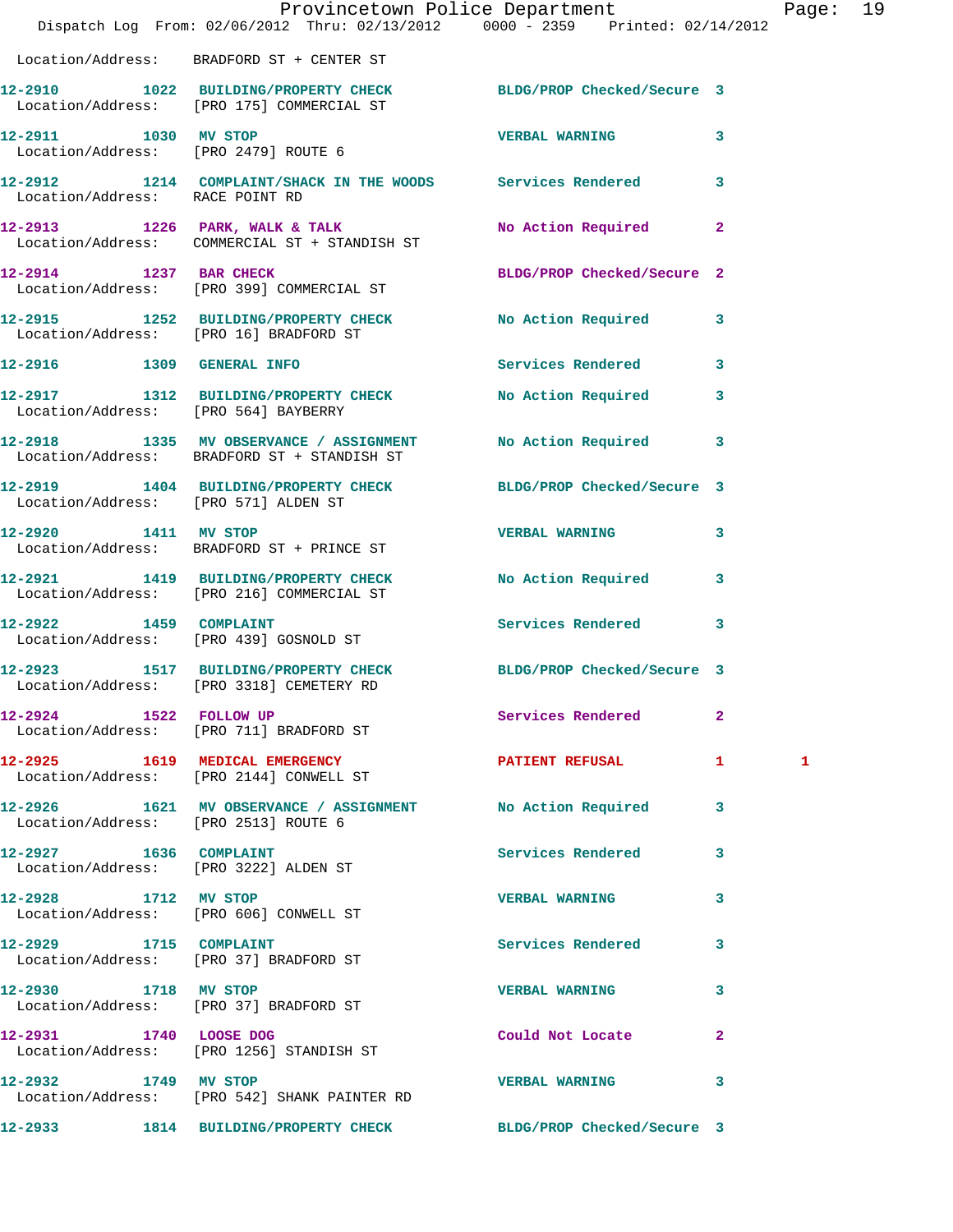Location/Address: BRADFORD ST + CENTER ST

| Call # | Time | Call Reason | Action | Priority | |
|---|---|---|---|---|---|
| 12-2910 | 1022 | BUILDING/PROPERTY CHECK | BLDG/PROP Checked/Secure | 3 | |
| | | Location/Address: [PRO 175] COMMERCIAL ST | | | |
| 12-2911 | 1030 | MV STOP | VERBAL WARNING | 3 | |
| | | Location/Address: [PRO 2479] ROUTE 6 | | | |
| 12-2912 | 1214 | COMPLAINT/SHACK IN THE WOODS | Services Rendered | 3 | |
| | | Location/Address: RACE POINT RD | | | |
| 12-2913 | 1226 | PARK, WALK & TALK | No Action Required | 2 | |
| | | Location/Address: COMMERCIAL ST + STANDISH ST | | | |
| 12-2914 | 1237 | BAR CHECK | BLDG/PROP Checked/Secure | 2 | |
| | | Location/Address: [PRO 399] COMMERCIAL ST | | | |
| 12-2915 | 1252 | BUILDING/PROPERTY CHECK | No Action Required | 3 | |
| | | Location/Address: [PRO 16] BRADFORD ST | | | |
| 12-2916 | 1309 | GENERAL INFO | Services Rendered | 3 | |
| 12-2917 | 1312 | BUILDING/PROPERTY CHECK | No Action Required | 3 | |
| | | Location/Address: [PRO 564] BAYBERRY | | | |
| 12-2918 | 1335 | MV OBSERVANCE / ASSIGNMENT | No Action Required | 3 | |
| | | Location/Address: BRADFORD ST + STANDISH ST | | | |
| 12-2919 | 1404 | BUILDING/PROPERTY CHECK | BLDG/PROP Checked/Secure | 3 | |
| | | Location/Address: [PRO 571] ALDEN ST | | | |
| 12-2920 | 1411 | MV STOP | VERBAL WARNING | 3 | |
| | | Location/Address: BRADFORD ST + PRINCE ST | | | |
| 12-2921 | 1419 | BUILDING/PROPERTY CHECK | No Action Required | 3 | |
| | | Location/Address: [PRO 216] COMMERCIAL ST | | | |
| 12-2922 | 1459 | COMPLAINT | Services Rendered | 3 | |
| | | Location/Address: [PRO 439] GOSNOLD ST | | | |
| 12-2923 | 1517 | BUILDING/PROPERTY CHECK | BLDG/PROP Checked/Secure | 3 | |
| | | Location/Address: [PRO 3318] CEMETERY RD | | | |
| 12-2924 | 1522 | FOLLOW UP | Services Rendered | 2 | |
| | | Location/Address: [PRO 711] BRADFORD ST | | | |
| 12-2925 | 1619 | MEDICAL EMERGENCY | PATIENT REFUSAL | 1 | 1 |
| | | Location/Address: [PRO 2144] CONWELL ST | | | |
| 12-2926 | 1621 | MV OBSERVANCE / ASSIGNMENT | No Action Required | 3 | |
| | | Location/Address: [PRO 2513] ROUTE 6 | | | |
| 12-2927 | 1636 | COMPLAINT | Services Rendered | 3 | |
| | | Location/Address: [PRO 3222] ALDEN ST | | | |
| 12-2928 | 1712 | MV STOP | VERBAL WARNING | 3 | |
| | | Location/Address: [PRO 606] CONWELL ST | | | |
| 12-2929 | 1715 | COMPLAINT | Services Rendered | 3 | |
| | | Location/Address: [PRO 37] BRADFORD ST | | | |
| 12-2930 | 1718 | MV STOP | VERBAL WARNING | 3 | |
| | | Location/Address: [PRO 37] BRADFORD ST | | | |
| 12-2931 | 1740 | LOOSE DOG | Could Not Locate | 2 | |
| | | Location/Address: [PRO 1256] STANDISH ST | | | |
| 12-2932 | 1749 | MV STOP | VERBAL WARNING | 3 | |
| | | Location/Address: [PRO 542] SHANK PAINTER RD | | | |
| 12-2933 | 1814 | BUILDING/PROPERTY CHECK | BLDG/PROP Checked/Secure | 3 | |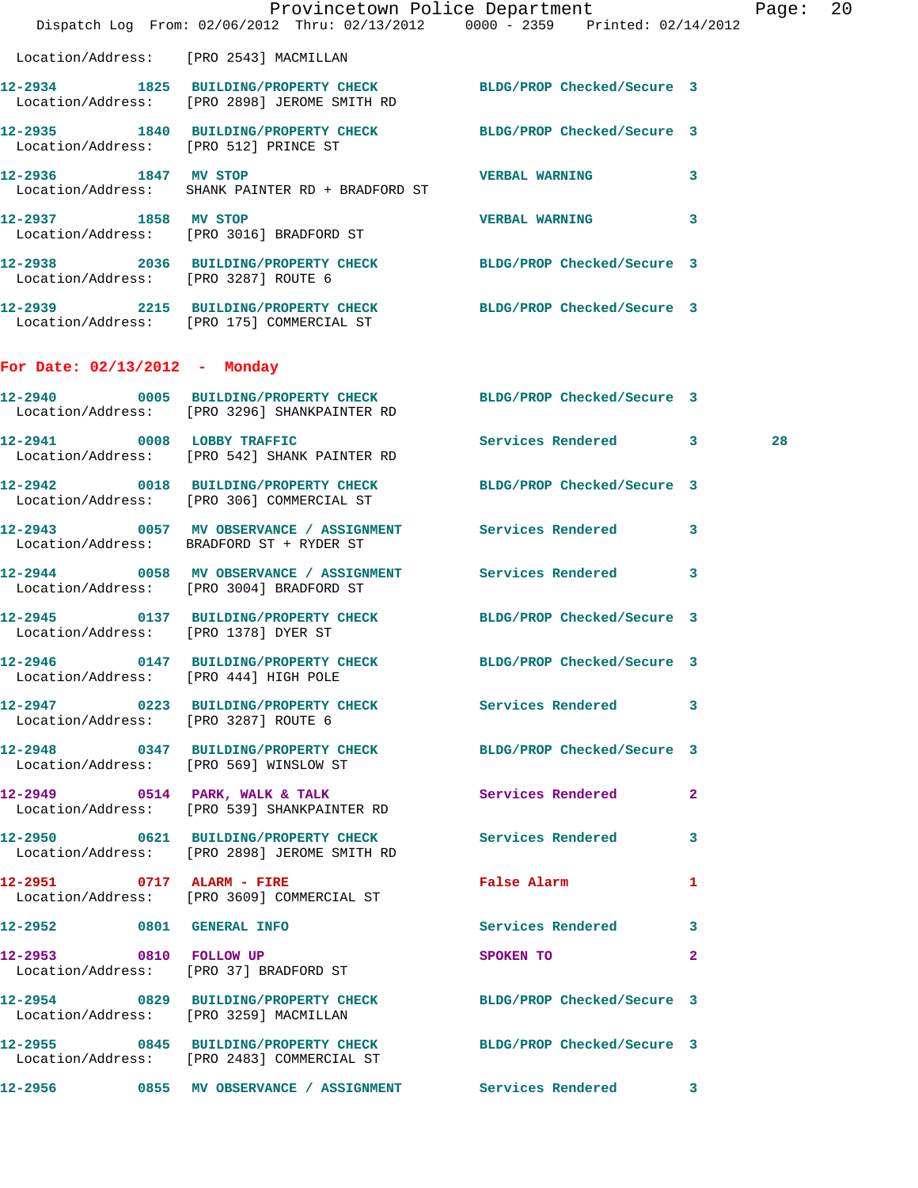Location/Address: [PRO 2543] MACMILLAN

12-2934 1825 BUILDING/PROPERTY CHECK BLDG/PROP Checked/Secure 3
Location/Address: [PRO 2898] JEROME SMITH RD

12-2935 1840 BUILDING/PROPERTY CHECK BLDG/PROP Checked/Secure 3
Location/Address: [PRO 512] PRINCE ST

12-2936 1847 MV STOP VERBAL WARNING 3
Location/Address: SHANK PAINTER RD + BRADFORD ST

12-2937 1858 MV STOP VERBAL WARNING 3
Location/Address: [PRO 3016] BRADFORD ST

12-2938 2036 BUILDING/PROPERTY CHECK BLDG/PROP Checked/Secure 3
Location/Address: [PRO 3287] ROUTE 6

12-2939 2215 BUILDING/PROPERTY CHECK BLDG/PROP Checked/Secure 3
Location/Address: [PRO 175] COMMERCIAL ST

**For Date: 02/13/2012 - Monday**

12-2940 0005 BUILDING/PROPERTY CHECK BLDG/PROP Checked/Secure 3
Location/Address: [PRO 3296] SHANKPAINTER RD

12-2941 0008 LOBBY TRAFFIC Services Rendered 3 28
Location/Address: [PRO 542] SHANK PAINTER RD

12-2942 0018 BUILDING/PROPERTY CHECK BLDG/PROP Checked/Secure 3
Location/Address: [PRO 306] COMMERCIAL ST

12-2943 0057 MV OBSERVANCE / ASSIGNMENT Services Rendered 3
Location/Address: BRADFORD ST + RYDER ST

12-2944 0058 MV OBSERVANCE / ASSIGNMENT Services Rendered 3
Location/Address: [PRO 3004] BRADFORD ST

12-2945 0137 BUILDING/PROPERTY CHECK BLDG/PROP Checked/Secure 3
Location/Address: [PRO 1378] DYER ST

12-2946 0147 BUILDING/PROPERTY CHECK BLDG/PROP Checked/Secure 3
Location/Address: [PRO 444] HIGH POLE

12-2947 0223 BUILDING/PROPERTY CHECK Services Rendered 3
Location/Address: [PRO 3287] ROUTE 6

12-2948 0347 BUILDING/PROPERTY CHECK BLDG/PROP Checked/Secure 3
Location/Address: [PRO 569] WINSLOW ST

12-2949 0514 PARK, WALK & TALK Services Rendered 2
Location/Address: [PRO 539] SHANKPAINTER RD

12-2950 0621 BUILDING/PROPERTY CHECK Services Rendered 3
Location/Address: [PRO 2898] JEROME SMITH RD

12-2951 0717 ALARM - FIRE False Alarm 1
Location/Address: [PRO 3609] COMMERCIAL ST

12-2952 0801 GENERAL INFO Services Rendered 3

12-2953 0810 FOLLOW UP SPOKEN TO 2
Location/Address: [PRO 37] BRADFORD ST

12-2954 0829 BUILDING/PROPERTY CHECK BLDG/PROP Checked/Secure 3
Location/Address: [PRO 3259] MACMILLAN

12-2955 0845 BUILDING/PROPERTY CHECK BLDG/PROP Checked/Secure 3
Location/Address: [PRO 2483] COMMERCIAL ST

12-2956 0855 MV OBSERVANCE / ASSIGNMENT Services Rendered 3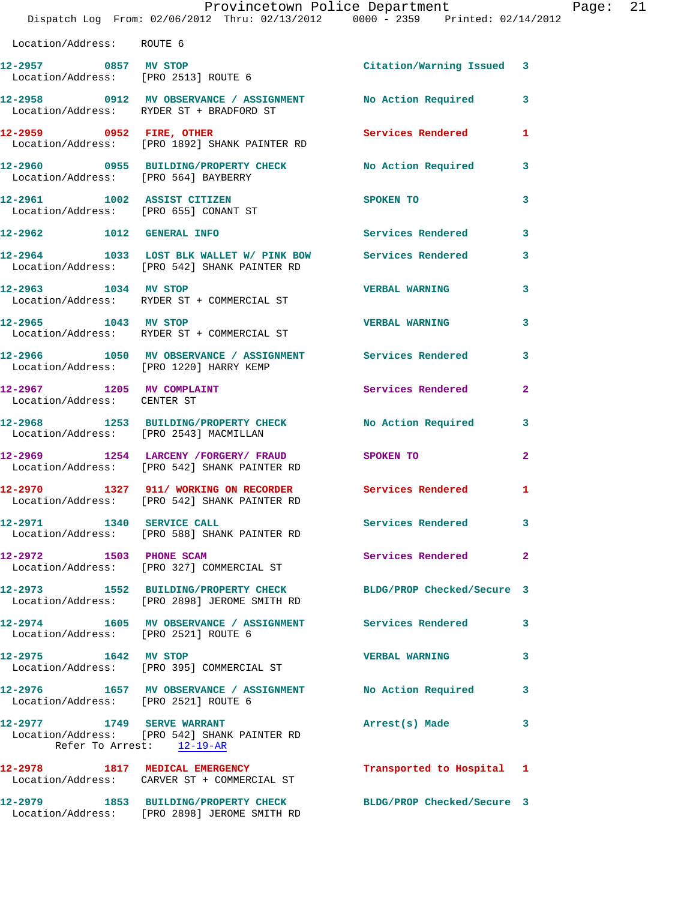Location/Address: ROUTE 6

12-2957 0857 MV STOP Citation/Warning Issued 3
Location/Address: [PRO 2513] ROUTE 6

12-2958 0912 MV OBSERVANCE / ASSIGNMENT No Action Required 3
Location/Address: RYDER ST + BRADFORD ST

12-2959 0952 FIRE, OTHER Services Rendered 1
Location/Address: [PRO 1892] SHANK PAINTER RD

12-2960 0955 BUILDING/PROPERTY CHECK No Action Required 3
Location/Address: [PRO 564] BAYBERRY

12-2961 1002 ASSIST CITIZEN SPOKEN TO 3
Location/Address: [PRO 655] CONANT ST

12-2962 1012 GENERAL INFO Services Rendered 3

12-2964 1033 LOST BLK WALLET W/ PINK BOW Services Rendered 3
Location/Address: [PRO 542] SHANK PAINTER RD

12-2963 1034 MV STOP VERBAL WARNING 3
Location/Address: RYDER ST + COMMERCIAL ST

12-2965 1043 MV STOP VERBAL WARNING 3
Location/Address: RYDER ST + COMMERCIAL ST

12-2966 1050 MV OBSERVANCE / ASSIGNMENT Services Rendered 3
Location/Address: [PRO 1220] HARRY KEMP

12-2967 1205 MV COMPLAINT Services Rendered 2
Location/Address: CENTER ST

12-2968 1253 BUILDING/PROPERTY CHECK No Action Required 3
Location/Address: [PRO 2543] MACMILLAN

12-2969 1254 LARCENY /FORGERY/ FRAUD SPOKEN TO 2
Location/Address: [PRO 542] SHANK PAINTER RD

12-2970 1327 911/ WORKING ON RECORDER Services Rendered 1
Location/Address: [PRO 542] SHANK PAINTER RD

12-2971 1340 SERVICE CALL Services Rendered 3
Location/Address: [PRO 588] SHANK PAINTER RD

12-2972 1503 PHONE SCAM Services Rendered 2
Location/Address: [PRO 327] COMMERCIAL ST

12-2973 1552 BUILDING/PROPERTY CHECK BLDG/PROP Checked/Secure 3
Location/Address: [PRO 2898] JEROME SMITH RD

12-2974 1605 MV OBSERVANCE / ASSIGNMENT Services Rendered 3
Location/Address: [PRO 2521] ROUTE 6

12-2975 1642 MV STOP VERBAL WARNING 3
Location/Address: [PRO 395] COMMERCIAL ST

12-2976 1657 MV OBSERVANCE / ASSIGNMENT No Action Required 3
Location/Address: [PRO 2521] ROUTE 6

12-2977 1749 SERVE WARRANT Arrest(s) Made 3
Location/Address: [PRO 542] SHANK PAINTER RD
Refer To Arrest: 12-19-AR

12-2978 1817 MEDICAL EMERGENCY Transported to Hospital 1
Location/Address: CARVER ST + COMMERCIAL ST

12-2979 1853 BUILDING/PROPERTY CHECK BLDG/PROP Checked/Secure 3
Location/Address: [PRO 2898] JEROME SMITH RD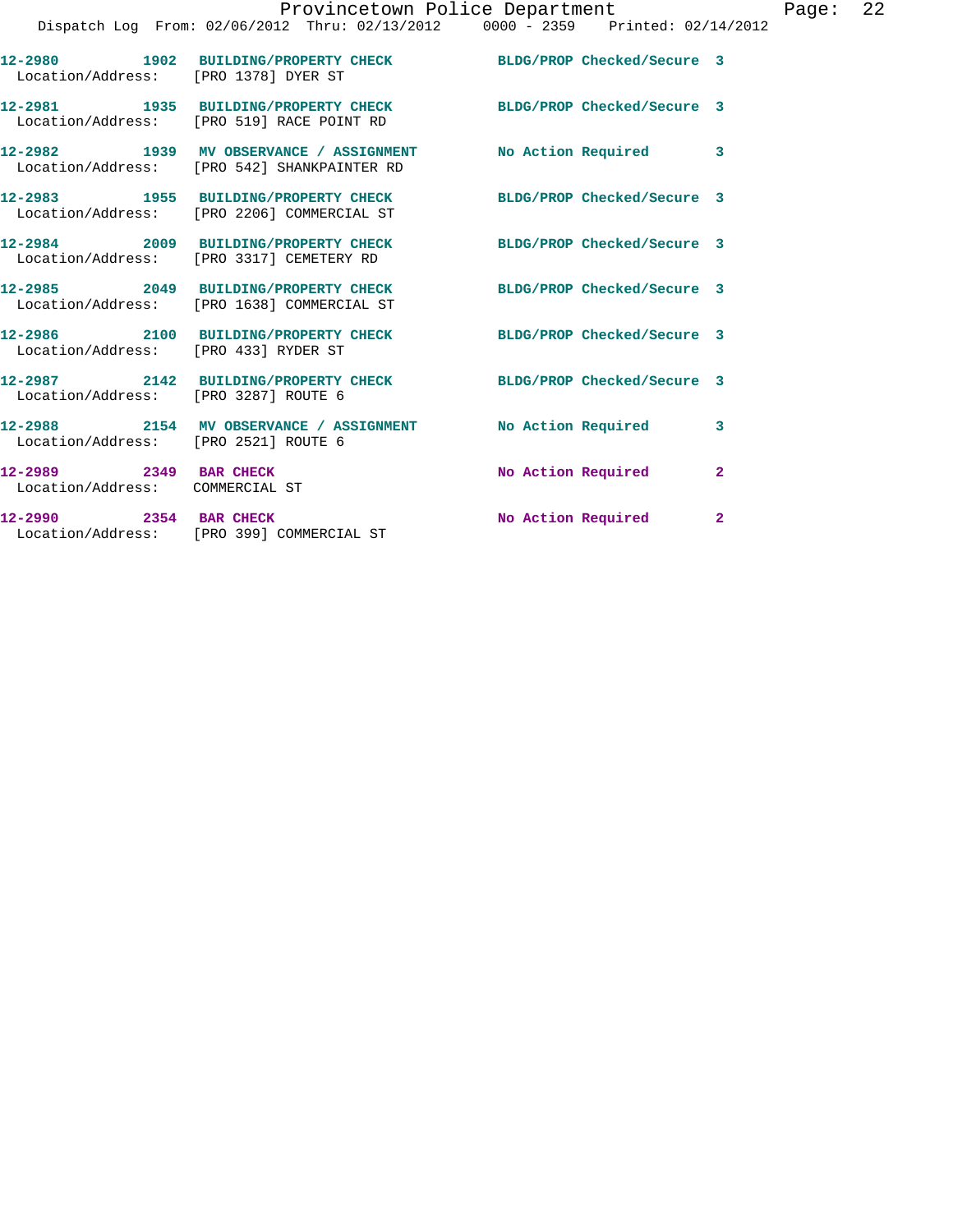12-2980 1902 BUILDING/PROPERTY CHECK BLDG/PROP Checked/Secure 3
Location/Address: [PRO 1378] DYER ST

12-2981 1935 BUILDING/PROPERTY CHECK BLDG/PROP Checked/Secure 3
Location/Address: [PRO 519] RACE POINT RD

12-2982 1939 MV OBSERVANCE / ASSIGNMENT No Action Required 3
Location/Address: [PRO 542] SHANKPAINTER RD

12-2983 1955 BUILDING/PROPERTY CHECK BLDG/PROP Checked/Secure 3
Location/Address: [PRO 2206] COMMERCIAL ST

12-2984 2009 BUILDING/PROPERTY CHECK BLDG/PROP Checked/Secure 3
Location/Address: [PRO 3317] CEMETERY RD

12-2985 2049 BUILDING/PROPERTY CHECK BLDG/PROP Checked/Secure 3
Location/Address: [PRO 1638] COMMERCIAL ST

12-2986 2100 BUILDING/PROPERTY CHECK BLDG/PROP Checked/Secure 3
Location/Address: [PRO 433] RYDER ST

12-2987 2142 BUILDING/PROPERTY CHECK BLDG/PROP Checked/Secure 3
Location/Address: [PRO 3287] ROUTE 6

12-2988 2154 MV OBSERVANCE / ASSIGNMENT No Action Required 3
Location/Address: [PRO 2521] ROUTE 6

12-2989 2349 BAR CHECK No Action Required 2
Location/Address: COMMERCIAL ST

12-2990 2354 BAR CHECK No Action Required 2
Location/Address: [PRO 399] COMMERCIAL ST